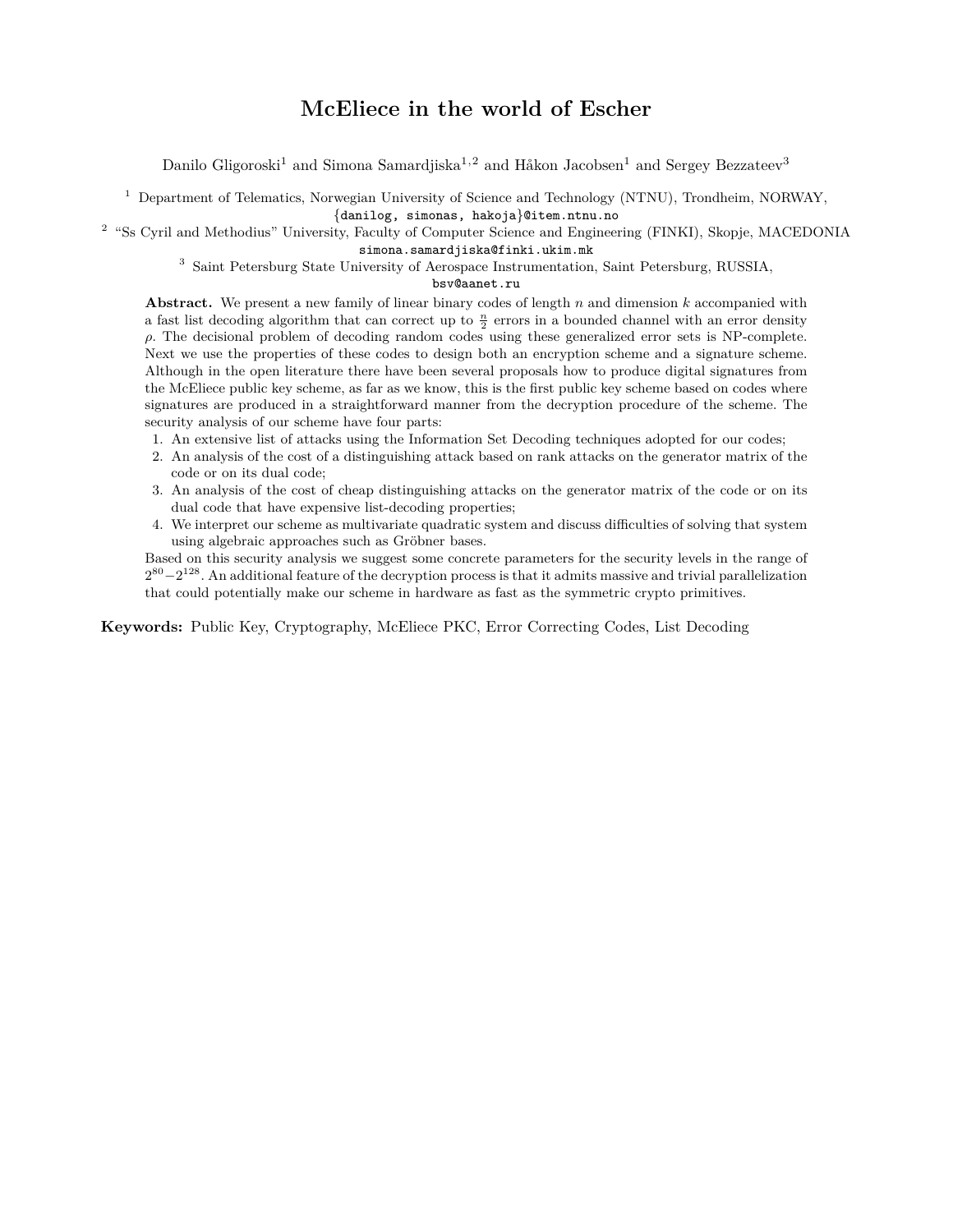# McEliece in the world of Escher

Danilo Gligoroski[1] and Simona Samardjiska[1,2] and Håkon Jacobsen[1] and Sergey Bezzateev[3]

[1] Department of Telematics, Norwegian University of Science and Technology (NTNU), Trondheim, NORWAY, {danilog, simonas, hakoja}@item.ntnu.no

[2] "Ss Cyril and Methodius" University, Faculty of Computer Science and Engineering (FINKI), Skopje, MACEDONIA simona.samardjiska@finki.ukim.mk

[3] Saint Petersburg State University of Aerospace Instrumentation, Saint Petersburg, RUSSIA, bsv@aanet.ru

**Abstract.** We present a new family of linear binary codes of length $n$ and dimension $k$ accompanied with a fast list decoding algorithm that can correct up to $\frac{n}{2}$ errors in a bounded channel with an error density $\rho$. The decisional problem of decoding random codes using these generalized error sets is NP-complete. Next we use the properties of these codes to design both an encryption scheme and a signature scheme. Although in the open literature there have been several proposals how to produce digital signatures from the McEliece public key scheme, as far as we know, this is the first public key scheme based on codes where signatures are produced in a straightforward manner from the decryption procedure of the scheme. The security analysis of our scheme have four parts:

1. An extensive list of attacks using the Information Set Decoding techniques adopted for our codes;
2. An analysis of the cost of a distinguishing attack based on rank attacks on the generator matrix of the code or on its dual code;
3. An analysis of the cost of cheap distinguishing attacks on the generator matrix of the code or on its dual code that have expensive list-decoding properties;
4. We interpret our scheme as multivariate quadratic system and discuss difficulties of solving that system using algebraic approaches such as Gröbner bases.

Based on this security analysis we suggest some concrete parameters for the security levels in the range of $2^{80}-2^{128}$. An additional feature of the decryption process is that it admits massive and trivial parallelization that could potentially make our scheme in hardware as fast as the symmetric crypto primitives.

**Keywords:** Public Key, Cryptography, McEliece PKC, Error Correcting Codes, List Decoding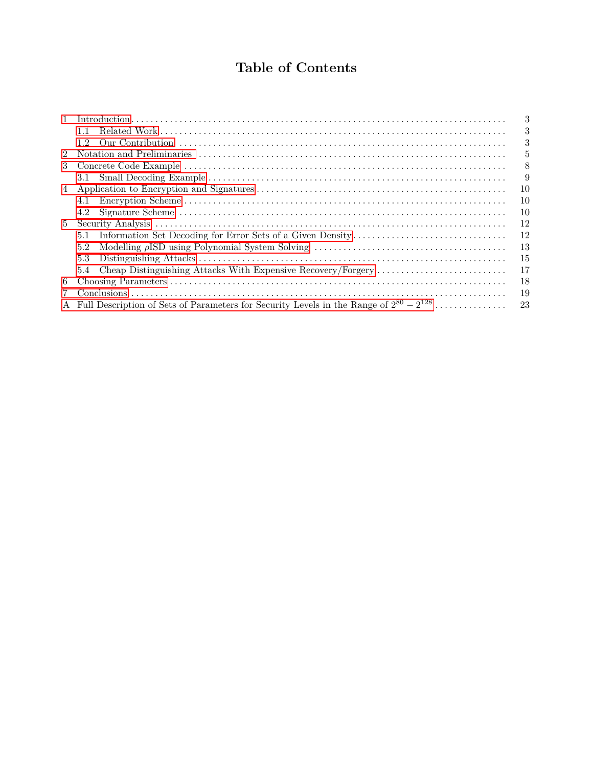# Table of Contents

1 Introduction . . . . . . . . . . . . . . . . . . . . . . . . . . . . . . . . . . . . . . . . . 3
  1.1 Related Work . . . . . . . . . . . . . . . . . . . . . . . . . . . . . . . . . . . . . 3
  1.2 Our Contribution . . . . . . . . . . . . . . . . . . . . . . . . . . . . . . . . . . . 3
2 Notation and Preliminaries . . . . . . . . . . . . . . . . . . . . . . . . . . . . . . . . 5
3 Concrete Code Example . . . . . . . . . . . . . . . . . . . . . . . . . . . . . . . . . . 8
  3.1 Small Decoding Example . . . . . . . . . . . . . . . . . . . . . . . . . . . . . . . . 9
4 Application to Encryption and Signatures . . . . . . . . . . . . . . . . . . . . . . . . 10
  4.1 Encryption Scheme . . . . . . . . . . . . . . . . . . . . . . . . . . . . . . . . . . 10
  4.2 Signature Scheme . . . . . . . . . . . . . . . . . . . . . . . . . . . . . . . . . . 10
5 Security Analysis . . . . . . . . . . . . . . . . . . . . . . . . . . . . . . . . . . . . 12
  5.1 Information Set Decoding for Error Sets of a Given Density . . . . . . . . . . . . . 12
  5.2 Modelling $\rho$ISD using Polynomial System Solving . . . . . . . . . . . . . . . . . 13
  5.3 Distinguishing Attacks . . . . . . . . . . . . . . . . . . . . . . . . . . . . . . . . 15
  5.4 Cheap Distinguishing Attacks With Expensive Recovery/Forgery . . . . . . . . . . . 17
6 Choosing Parameters . . . . . . . . . . . . . . . . . . . . . . . . . . . . . . . . . . . 18
7 Conclusions . . . . . . . . . . . . . . . . . . . . . . . . . . . . . . . . . . . . . . . 19
A Full Description of Sets of Parameters for Security Levels in the Range of $2^{80} - 2^{128}$ . . . . . . . . 23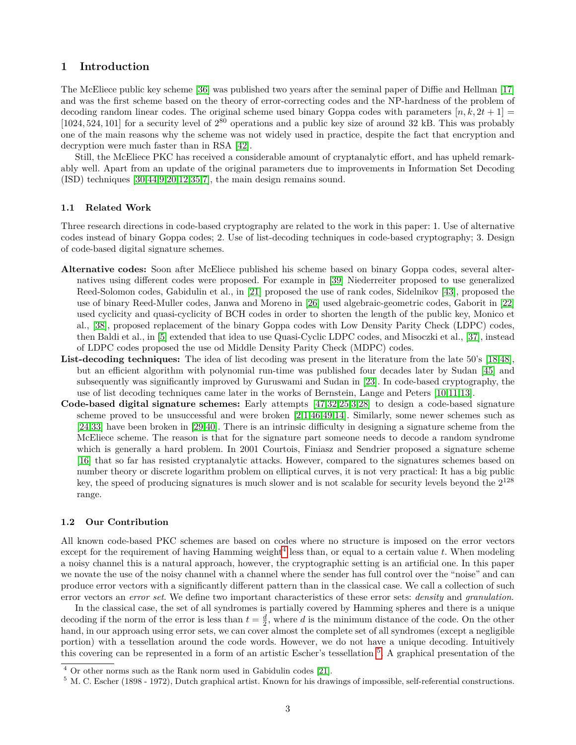## 1 Introduction

The McEliece public key scheme [36] was published two years after the seminal paper of Diffie and Hellman [17] and was the first scheme based on the theory of error-correcting codes and the NP-hardness of the problem of decoding random linear codes. The original scheme used binary Goppa codes with parameters $[n, k, 2t + 1] = [1024, 524, 101]$ for a security level of $2^{80}$ operations and a public key size of around 32 kB. This was probably one of the main reasons why the scheme was not widely used in practice, despite the fact that encryption and decryption were much faster than in RSA [42].

Still, the McEliece PKC has received a considerable amount of cryptanalytic effort, and has upheld remarkably well. Apart from an update of the original parameters due to improvements in Information Set Decoding (ISD) techniques [30,44,9,20,12,35,7], the main design remains sound.

### 1.1 Related Work

Three research directions in code-based cryptography are related to the work in this paper: 1. Use of alternative codes instead of binary Goppa codes; 2. Use of list-decoding techniques in code-based cryptography; 3. Design of code-based digital signature schemes.

**Alternative codes:** Soon after McEliece published his scheme based on binary Goppa codes, several alternatives using different codes were proposed. For example in [39] Niederreiter proposed to use generalized Reed-Solomon codes, Gabidulin et al., in [21] proposed the use of rank codes, Sidelnikov [43], proposed the use of binary Reed-Muller codes, Janwa and Moreno in [26] used algebraic-geometric codes, Gaborit in [22] used cyclicity and quasi-cyclicity of BCH codes in order to shorten the length of the public key, Monico et al., [38], proposed replacement of the binary Goppa codes with Low Density Parity Check (LDPC) codes, then Baldi et al., in [5] extended that idea to use Quasi-Cyclic LDPC codes, and Misoczki et al., [37], instead of LDPC codes proposed the use od Middle Density Parity Check (MDPC) codes.

**List-decoding techniques:** The idea of list decoding was present in the literature from the late 50's [18,48], but an efficient algorithm with polynomial run-time was published four decades later by Sudan [45] and subsequently was significantly improved by Guruswami and Sudan in [23]. In code-based cryptography, the use of list decoding techniques came later in the works of Bernstein, Lange and Peters [10,11,13].

**Code-based digital signature schemes:** Early attempts [47,32,25,3,28] to design a code-based signature scheme proved to be unsuccessful and were broken [2,1,46,49,14]. Similarly, some newer schemes such as [24,33] have been broken in [29,40]. There is an intrinsic difficulty in designing a signature scheme from the McEliece scheme. The reason is that for the signature part someone needs to decode a random syndrome which is generally a hard problem. In 2001 Courtois, Finiasz and Sendrier proposed a signature scheme [16] that so far has resisted cryptanalytic attacks. However, compared to the signatures schemes based on number theory or discrete logarithm problem on elliptical curves, it is not very practical: It has a big public key, the speed of producing signatures is much slower and is not scalable for security levels beyond the $2^{128}$ range.

### 1.2 Our Contribution

All known code-based PKC schemes are based on codes where no structure is imposed on the error vectors except for the requirement of having Hamming weight[4] less than, or equal to a certain value $t$. When modeling a noisy channel this is a natural approach, however, the cryptographic setting is an artificial one. In this paper we novate the use of the noisy channel with a channel where the sender has full control over the "noise" and can produce error vectors with a significantly different pattern than in the classical case. We call a collection of such error vectors an *error set*. We define two important characteristics of these error sets: *density* and *granulation*.

In the classical case, the set of all syndromes is partially covered by Hamming spheres and there is a unique decoding if the norm of the error is less than $t = \frac{d}{2}$, where $d$ is the minimum distance of the code. On the other hand, in our approach using error sets, we can cover almost the complete set of all syndromes (except a negligible portion) with a tessellation around the code words. However, we do not have a unique decoding. Intuitively this covering can be represented in a form of an artistic Escher's tessellation [5]. A graphical presentation of the

[4] Or other norms such as the Rank norm used in Gabidulin codes [21].

[5] M. C. Escher (1898 - 1972), Dutch graphical artist. Known for his drawings of impossible, self-referential constructions.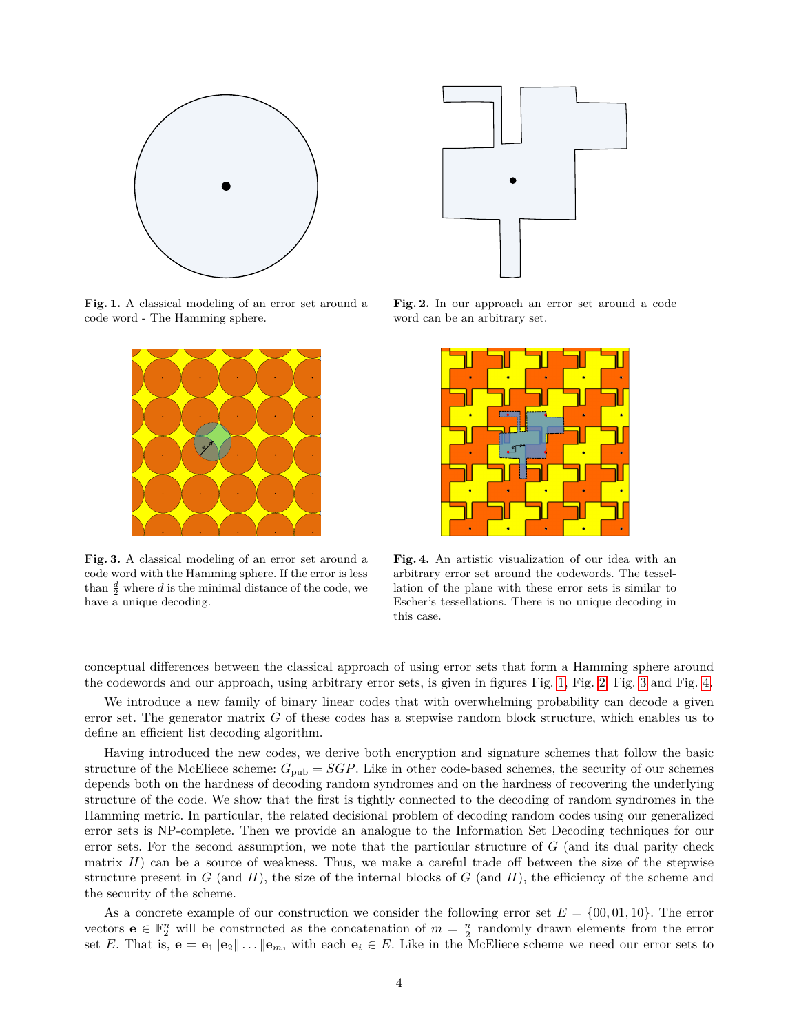**Fig. 1.** A classical modeling of an error set around a code word - The Hamming sphere.

**Fig. 2.** In our approach an error set around a code word can be an arbitrary set.

**Fig. 3.** A classical modeling of an error set around a code word with the Hamming sphere. If the error is less than $\frac{d}{2}$ where $d$ is the minimal distance of the code, we have a unique decoding.

**Fig. 4.** An artistic visualization of our idea with an arbitrary error set around the codewords. The tessellation of the plane with these error sets is similar to Escher's tessellations. There is no unique decoding in this case.

conceptual differences between the classical approach of using error sets that form a Hamming sphere around the codewords and our approach, using arbitrary error sets, is given in figures Fig. 1, Fig. 2, Fig. 3 and Fig. 4.

We introduce a new family of binary linear codes that with overwhelming probability can decode a given error set. The generator matrix $G$ of these codes has a stepwise random block structure, which enables us to define an efficient list decoding algorithm.

Having introduced the new codes, we derive both encryption and signature schemes that follow the basic structure of the McEliece scheme: $G_{\text{pub}} = SGP$. Like in other code-based schemes, the security of our schemes depends both on the hardness of decoding random syndromes and on the hardness of recovering the underlying structure of the code. We show that the first is tightly connected to the decoding of random syndromes in the Hamming metric. In particular, the related decisional problem of decoding random codes using our generalized error sets is NP-complete. Then we provide an analogue to the Information Set Decoding techniques for our error sets. For the second assumption, we note that the particular structure of $G$ (and its dual parity check matrix $H$) can be a source of weakness. Thus, we make a careful trade off between the size of the stepwise structure present in $G$ (and $H$), the size of the internal blocks of $G$ (and $H$), the efficiency of the scheme and the security of the scheme.

As a concrete example of our construction we consider the following error set $E = \{00, 01, 10\}$. The error vectors $\mathbf{e} \in \mathbb{F}_2^n$ will be constructed as the concatenation of $m = \frac{n}{2}$ randomly drawn elements from the error set $E$. That is, $\mathbf{e} = \mathbf{e}_1 \| \mathbf{e}_2 \| \dots \| \mathbf{e}_m$, with each $\mathbf{e}_i \in E$. Like in the McEliece scheme we need our error sets to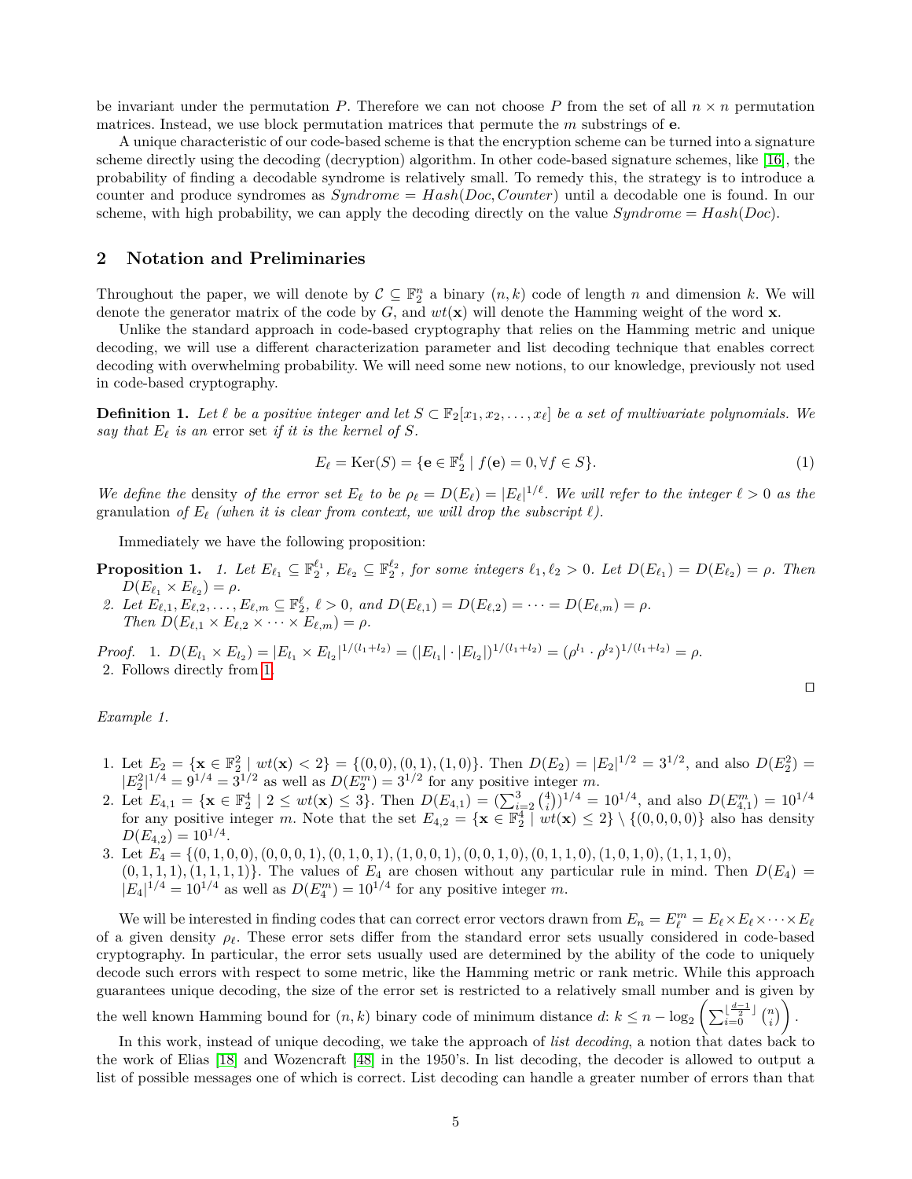be invariant under the permutation $P$. Therefore we can not choose $P$ from the set of all $n \times n$ permutation matrices. Instead, we use block permutation matrices that permute the $m$ substrings of $\mathbf{e}$.

A unique characteristic of our code-based scheme is that the encryption scheme can be turned into a signature scheme directly using the decoding (decryption) algorithm. In other code-based signature schemes, like [16], the probability of finding a decodable syndrome is relatively small. To remedy this, the strategy is to introduce a counter and produce syndromes as $Syndrome = Hash(Doc, Counter)$ until a decodable one is found. In our scheme, with high probability, we can apply the decoding directly on the value $Syndrome = Hash(Doc)$.

## 2 Notation and Preliminaries

Throughout the paper, we will denote by $\mathcal{C} \subseteq \mathbb{F}_2^n$ a binary $(n, k)$ code of length $n$ and dimension $k$. We will denote the generator matrix of the code by $G$, and $wt(\mathbf{x})$ will denote the Hamming weight of the word $\mathbf{x}$.

Unlike the standard approach in code-based cryptography that relies on the Hamming metric and unique decoding, we will use a different characterization parameter and list decoding technique that enables correct decoding with overwhelming probability. We will need some new notions, to our knowledge, previously not used in code-based cryptography.

**Definition 1.** *Let $\ell$ be a positive integer and let $S \subset \mathbb{F}_2[x_1, x_2, \ldots, x_\ell]$ be a set of multivariate polynomials. We say that $E_\ell$ is an* error set *if it is the kernel of $S$.*

$$E_\ell = \mathrm{Ker}(S) = \{\mathbf{e} \in \mathbb{F}_2^\ell \mid f(\mathbf{e}) = 0, \forall f \in S\}. \tag{1}$$

*We define the* density *of the error set $E_\ell$ to be $\rho_\ell = D(E_\ell) = |E_\ell|^{1/\ell}$. We will refer to the integer $\ell > 0$ as the* granulation *of $E_\ell$ (when it is clear from context, we will drop the subscript $\ell$).*

Immediately we have the following proposition:

**Proposition 1.**
1. *Let $E_{\ell_1} \subseteq \mathbb{F}_2^{\ell_1}$, $E_{\ell_2} \subseteq \mathbb{F}_2^{\ell_2}$, for some integers $\ell_1, \ell_2 > 0$. Let $D(E_{\ell_1}) = D(E_{\ell_2}) = \rho$. Then $D(E_{\ell_1} \times E_{\ell_2}) = \rho$.*
2. *Let $E_{\ell,1}, E_{\ell,2}, \ldots, E_{\ell,m} \subseteq \mathbb{F}_2^\ell$, $\ell > 0$, and $D(E_{\ell,1}) = D(E_{\ell,2}) = \cdots = D(E_{\ell,m}) = \rho$. Then $D(E_{\ell,1} \times E_{\ell,2} \times \cdots \times E_{\ell,m}) = \rho$.*

*Proof.*
1. $D(E_{l_1} \times E_{l_2}) = |E_{l_1} \times E_{l_2}|^{1/(l_1+l_2)} = (|E_{l_1}| \cdot |E_{l_2}|)^{1/(l_1+l_2)} = (\rho^{l_1} \cdot \rho^{l_2})^{1/(l_1+l_2)} = \rho.$
2. Follows directly from 1.

□

*Example 1.*

1. Let $E_2 = \{\mathbf{x} \in \mathbb{F}_2^2 \mid wt(\mathbf{x}) < 2\} = \{(0,0), (0,1), (1,0)\}$. Then $D(E_2) = |E_2|^{1/2} = 3^{1/2}$, and also $D(E_2^2) = |E_2^2|^{1/4} = 9^{1/4} = 3^{1/2}$ as well as $D(E_2^m) = 3^{1/2}$ for any positive integer $m$.
2. Let $E_{4,1} = \{\mathbf{x} \in \mathbb{F}_2^4 \mid 2 \leq wt(\mathbf{x}) \leq 3\}$. Then $D(E_{4,1}) = (\sum_{i=2}^{3} \binom{4}{i})^{1/4} = 10^{1/4}$, and also $D(E_{4,1}^m) = 10^{1/4}$ for any positive integer $m$. Note that the set $E_{4,2} = \{\mathbf{x} \in \mathbb{F}_2^4 \mid wt(\mathbf{x}) \leq 2\} \setminus \{(0,0,0,0)\}$ also has density $D(E_{4,2}) = 10^{1/4}$.
3. Let $E_4 = \{(0,1,0,0), (0,0,0,1), (0,1,0,1), (1,0,0,1), (0,0,1,0), (0,1,1,0), (1,0,1,0), (1,1,1,0), (0,1,1,1), (1,1,1,1)\}$. The values of $E_4$ are chosen without any particular rule in mind. Then $D(E_4) = |E_4|^{1/4} = 10^{1/4}$ as well as $D(E_4^m) = 10^{1/4}$ for any positive integer $m$.

We will be interested in finding codes that can correct error vectors drawn from $E_n = E_\ell^m = E_\ell \times E_\ell \times \cdots \times E_\ell$ of a given density $\rho_\ell$. These error sets differ from the standard error sets usually considered in code-based cryptography. In particular, the error sets usually used are determined by the ability of the code to uniquely decode such errors with respect to some metric, like the Hamming metric or rank metric. While this approach guarantees unique decoding, the size of the error set is restricted to a relatively small number and is given by the well known Hamming bound for $(n, k)$ binary code of minimum distance $d$: $k \leq n - \log_2 \left( \sum_{i=0}^{\lfloor \frac{d-1}{2} \rfloor} \binom{n}{i} \right)$.

In this work, instead of unique decoding, we take the approach of *list decoding*, a notion that dates back to the work of Elias [18] and Wozencraft [48] in the 1950's. In list decoding, the decoder is allowed to output a list of possible messages one of which is correct. List decoding can handle a greater number of errors than that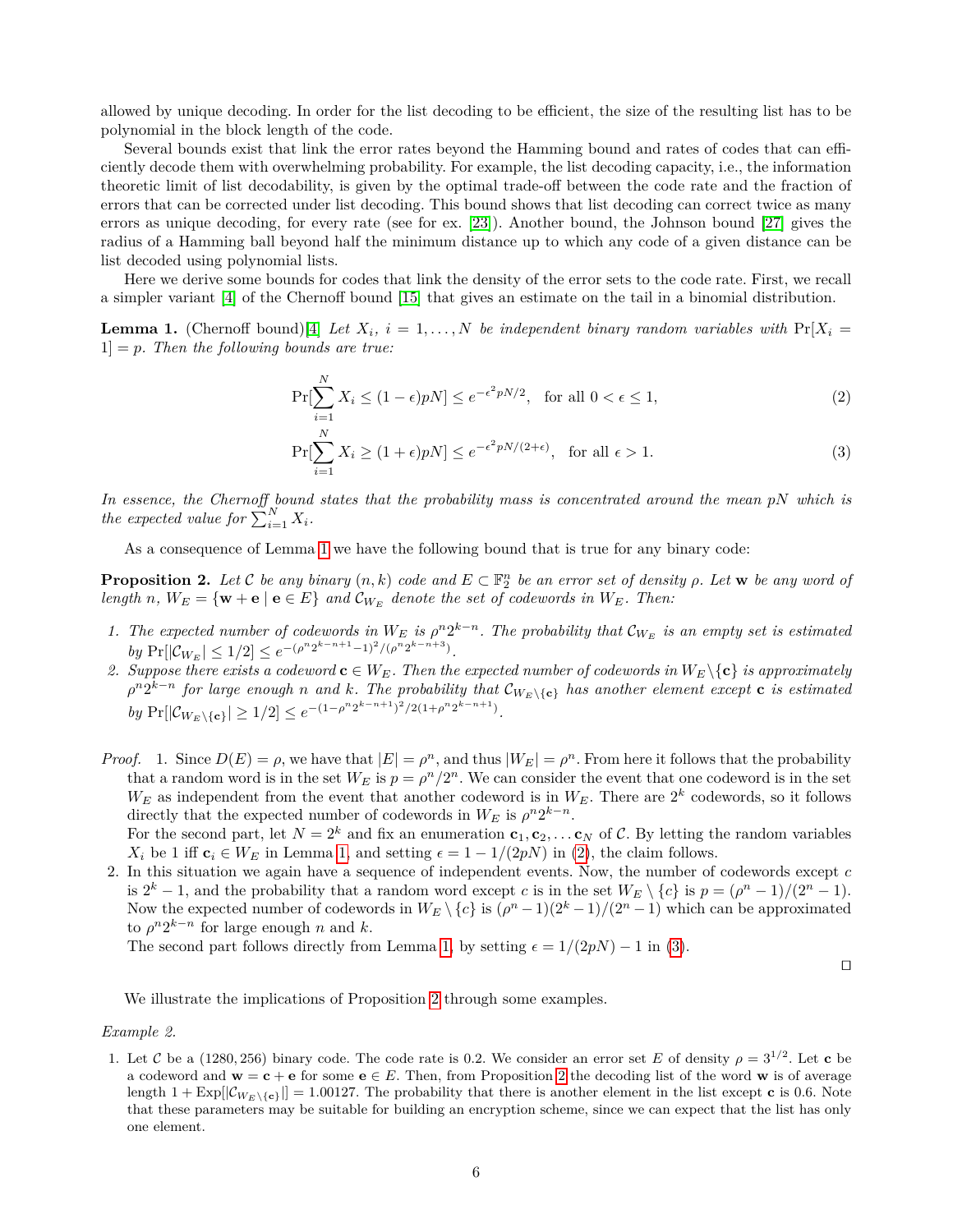allowed by unique decoding. In order for the list decoding to be efficient, the size of the resulting list has to be polynomial in the block length of the code.

Several bounds exist that link the error rates beyond the Hamming bound and rates of codes that can efficiently decode them with overwhelming probability. For example, the list decoding capacity, i.e., the information theoretic limit of list decodability, is given by the optimal trade-off between the code rate and the fraction of errors that can be corrected under list decoding. This bound shows that list decoding can correct twice as many errors as unique decoding, for every rate (see for ex. [23]). Another bound, the Johnson bound [27] gives the radius of a Hamming ball beyond half the minimum distance up to which any code of a given distance can be list decoded using polynomial lists.

Here we derive some bounds for codes that link the density of the error sets to the code rate. First, we recall a simpler variant [4] of the Chernoff bound [15] that gives an estimate on the tail in a binomial distribution.

**Lemma 1.** (Chernoff bound)[4] *Let $X_i$, $i = 1, \dots, N$ be independent binary random variables with $\Pr[X_i = 1] = p$. Then the following bounds are true:*

$$\Pr[\sum_{i=1}^{N} X_i \leq (1-\epsilon)pN] \leq e^{-\epsilon^2 pN/2}, \quad \text{for all } 0 < \epsilon \leq 1, \tag{2}$$

$$\Pr[\sum_{i=1}^{N} X_i \geq (1+\epsilon)pN] \leq e^{-\epsilon^2 pN/(2+\epsilon)}, \quad \text{for all } \epsilon > 1. \tag{3}$$

*In essence, the Chernoff bound states that the probability mass is concentrated around the mean $pN$ which is the expected value for $\sum_{i=1}^{N} X_i$.*

As a consequence of Lemma 1 we have the following bound that is true for any binary code:

**Proposition 2.** *Let $\mathcal{C}$ be any binary $(n,k)$ code and $E \subset \mathbb{F}_2^n$ be an error set of density $\rho$. Let $\mathbf{w}$ be any word of length $n$, $W_E = \{\mathbf{w} + \mathbf{e} \mid \mathbf{e} \in E\}$ and $\mathcal{C}_{W_E}$ denote the set of codewords in $W_E$. Then:*

1. *The expected number of codewords in $W_E$ is $\rho^n 2^{k-n}$. The probability that $\mathcal{C}_{W_E}$ is an empty set is estimated by $\Pr[|\mathcal{C}_{W_E}| \leq 1/2] \leq e^{-(\rho^n 2^{k-n+1}-1)^2/(\rho^n 2^{k-n+3})}$.*
2. *Suppose there exists a codeword $\mathbf{c} \in W_E$. Then the expected number of codewords in $W_E \backslash \{\mathbf{c}\}$ is approximately $\rho^n 2^{k-n}$ for large enough $n$ and $k$. The probability that $\mathcal{C}_{W_E \backslash \{\mathbf{c}\}}$ has another element except $\mathbf{c}$ is estimated by $\Pr[|\mathcal{C}_{W_E \backslash \{\mathbf{c}\}}| \geq 1/2] \leq e^{-(1-\rho^n 2^{k-n+1})^2/2(1+\rho^n 2^{k-n+1})}$.*

*Proof.* 1. Since $D(E) = \rho$, we have that $|E| = \rho^n$, and thus $|W_E| = \rho^n$. From here it follows that the probability that a random word is in the set $W_E$ is $p = \rho^n/2^n$. We can consider the event that one codeword is in the set $W_E$ as independent from the event that another codeword is in $W_E$. There are $2^k$ codewords, so it follows directly that the expected number of codewords in $W_E$ is $\rho^n 2^{k-n}$.
For the second part, let $N = 2^k$ and fix an enumeration $\mathbf{c}_1, \mathbf{c}_2, \dots \mathbf{c}_N$ of $\mathcal{C}$. By letting the random variables $X_i$ be 1 iff $\mathbf{c}_i \in W_E$ in Lemma 1, and setting $\epsilon = 1 - 1/(2pN)$ in (2), the claim follows.
2. In this situation we again have a sequence of independent events. Now, the number of codewords except $c$ is $2^k - 1$, and the probability that a random word except $c$ is in the set $W_E \setminus \{c\}$ is $p = (\rho^n - 1)/(2^n - 1)$. Now the expected number of codewords in $W_E \setminus \{c\}$ is $(\rho^n - 1)(2^k - 1)/(2^n - 1)$ which can be approximated to $\rho^n 2^{k-n}$ for large enough $n$ and $k$.
The second part follows directly from Lemma 1, by setting $\epsilon = 1/(2pN) - 1$ in (3).

□

We illustrate the implications of Proposition 2 through some examples.

*Example 2.*

1. Let $\mathcal{C}$ be a $(1280, 256)$ binary code. The code rate is 0.2. We consider an error set $E$ of density $\rho = 3^{1/2}$. Let $\mathbf{c}$ be a codeword and $\mathbf{w} = \mathbf{c} + \mathbf{e}$ for some $\mathbf{e} \in E$. Then, from Proposition 2 the decoding list of the word $\mathbf{w}$ is of average length $1 + \mathrm{Exp}[|\mathcal{C}_{W_E \backslash \{\mathbf{c}\}}|] = 1.00127$. The probability that there is another element in the list except $\mathbf{c}$ is 0.6. Note that these parameters may be suitable for building an encryption scheme, since we can expect that the list has only one element.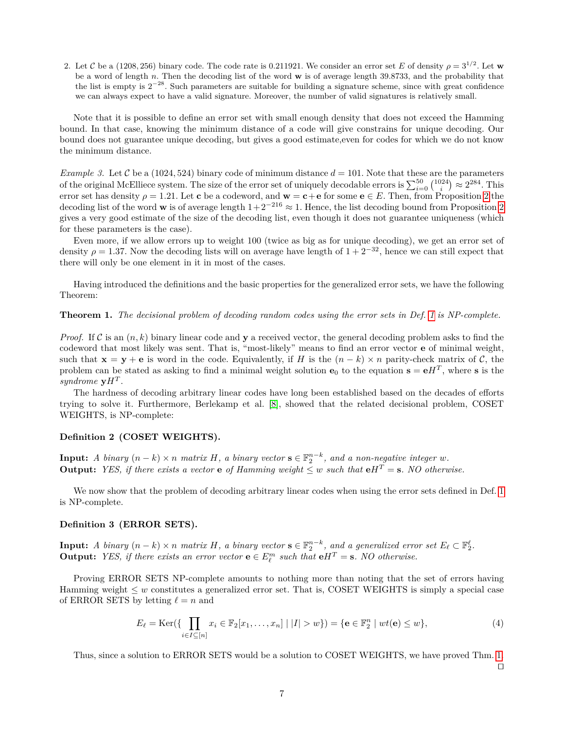2. Let $\mathcal{C}$ be a $(1208, 256)$ binary code. The code rate is 0.211921. We consider an error set $E$ of density $\rho = 3^{1/2}$. Let $\mathbf{w}$ be a word of length $n$. Then the decoding list of the word $\mathbf{w}$ is of average length 39.8733, and the probability that the list is empty is $2^{-28}$. Such parameters are suitable for building a signature scheme, since with great confidence we can always expect to have a valid signature. Moreover, the number of valid signatures is relatively small.

Note that it is possible to define an error set with small enough density that does not exceed the Hamming bound. In that case, knowing the minimum distance of a code will give constrains for unique decoding. Our bound does not guarantee unique decoding, but gives a good estimate,even for codes for which we do not know the minimum distance.

*Example 3.* Let $\mathcal{C}$ be a $(1024, 524)$ binary code of minimum distance $d = 101$. Note that these are the parameters of the original McElliece system. The size of the error set of uniquely decodable errors is $\sum_{i=0}^{50}\binom{1024}{i} \approx 2^{284}$. This error set has density $\rho = 1.21$. Let $\mathbf{c}$ be a codeword, and $\mathbf{w} = \mathbf{c}+\mathbf{e}$ for some $\mathbf{e} \in E$. Then, from Proposition 2 the decoding list of the word $\mathbf{w}$ is of average length $1+2^{-216} \approx 1$. Hence, the list decoding bound from Proposition 2 gives a very good estimate of the size of the decoding list, even though it does not guarantee uniqueness (which for these parameters is the case).

Even more, if we allow errors up to weight 100 (twice as big as for unique decoding), we get an error set of density $\rho = 1.37$. Now the decoding lists will on average have length of $1 + 2^{-32}$, hence we can still expect that there will only be one element in it in most of the cases.

Having introduced the definitions and the basic properties for the generalized error sets, we have the following Theorem:

**Theorem 1.** *The decisional problem of decoding random codes using the error sets in Def. 1 is NP-complete.*

*Proof.* If $\mathcal{C}$ is an $(n, k)$ binary linear code and $\mathbf{y}$ a received vector, the general decoding problem asks to find the codeword that most likely was sent. That is, "most-likely" means to find an error vector $\mathbf{e}$ of minimal weight, such that $\mathbf{x} = \mathbf{y} + \mathbf{e}$ is word in the code. Equivalently, if $H$ is the $(n-k) \times n$ parity-check matrix of $\mathcal{C}$, the problem can be stated as asking to find a minimal weight solution $\mathbf{e}_0$ to the equation $\mathbf{s} = \mathbf{e}H^T$, where $\mathbf{s}$ is the *syndrome* $\mathbf{y}H^T$.

The hardness of decoding arbitrary linear codes have long been established based on the decades of efforts trying to solve it. Furthermore, Berlekamp et al. [8], showed that the related decisional problem, COSET WEIGHTS, is NP-complete:

**Definition 2 (COSET WEIGHTS).**

**Input:** *A binary $(n-k) \times n$ matrix $H$, a binary vector $\mathbf{s} \in \mathbb{F}_2^{n-k}$, and a non-negative integer $w$.*
**Output:** *YES, if there exists a vector $\mathbf{e}$ of Hamming weight $\leq w$ such that $\mathbf{e}H^T = \mathbf{s}$. NO otherwise.*

We now show that the problem of decoding arbitrary linear codes when using the error sets defined in Def. 1 is NP-complete.

**Definition 3 (ERROR SETS).**

**Input:** *A binary $(n-k) \times n$ matrix $H$, a binary vector $\mathbf{s} \in \mathbb{F}_2^{n-k}$, and a generalized error set $E_\ell \subset \mathbb{F}_2^\ell$.*
**Output:** *YES, if there exists an error vector $\mathbf{e} \in E_\ell^m$ such that $\mathbf{e}H^T = \mathbf{s}$. NO otherwise.*

Proving ERROR SETS NP-complete amounts to nothing more than noting that the set of errors having Hamming weight $\leq w$ constitutes a generalized error set. That is, COSET WEIGHTS is simply a special case of ERROR SETS by letting $\ell = n$ and

$$E_\ell = \mathrm{Ker}(\{\prod_{i \in I \subseteq [n]} x_i \in \mathbb{F}_2[x_1, \ldots, x_n] \mid |I| > w\}) = \{\mathbf{e} \in \mathbb{F}_2^n \mid wt(\mathbf{e}) \leq w\}, \tag{4}$$

Thus, since a solution to ERROR SETS would be a solution to COSET WEIGHTS, we have proved Thm. 1. $\square$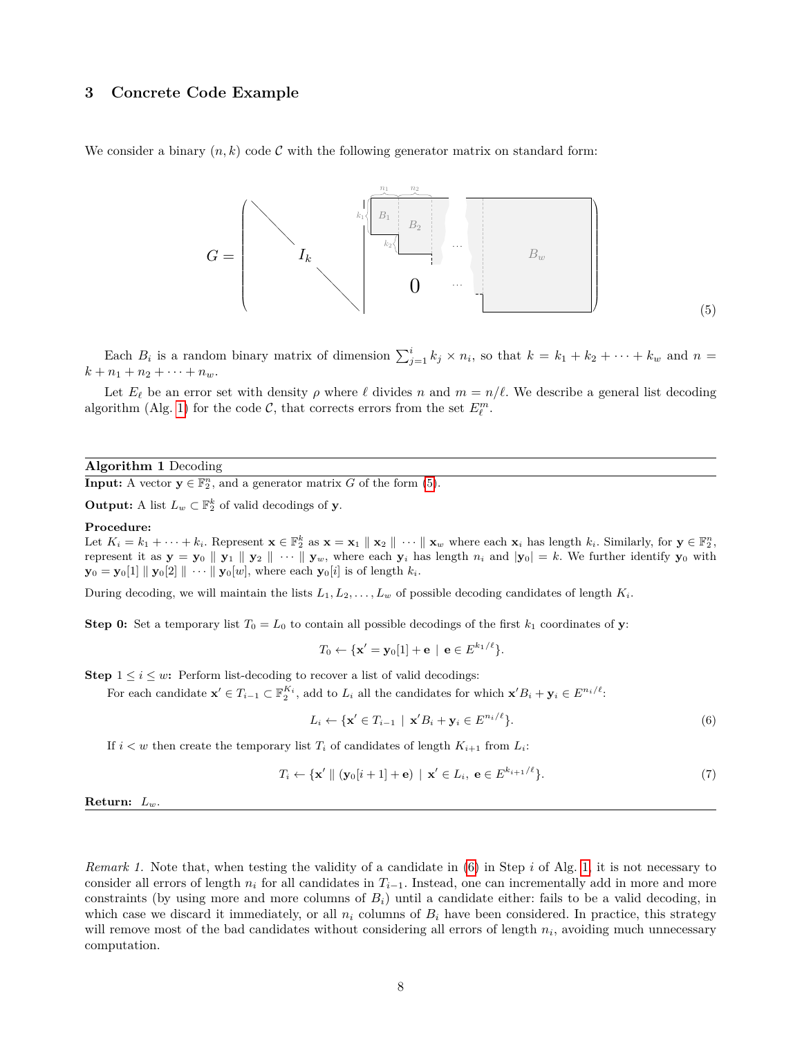## 3 Concrete Code Example

We consider a binary $(n, k)$ code $\mathcal{C}$ with the following generator matrix on standard form:

$$G = \begin{pmatrix} I_k & \begin{matrix} B_1 & B_2 & \cdots & B_w \\ & 0 & \cdots & \end{matrix} \end{pmatrix} \tag{5}$$

Each $B_i$ is a random binary matrix of dimension $\sum_{j=1}^{i} k_j \times n_i$, so that $k = k_1 + k_2 + \cdots + k_w$ and $n = k + n_1 + n_2 + \cdots + n_w$.

Let $E_\ell$ be an error set with density $\rho$ where $\ell$ divides $n$ and $m = n/\ell$. We describe a general list decoding algorithm (Alg. 1) for the code $\mathcal{C}$, that corrects errors from the set $E_\ell^m$.

---

**Algorithm 1** Decoding

**Input:** A vector $\mathbf{y} \in \mathbb{F}_2^n$, and a generator matrix $G$ of the form (5).

**Output:** A list $L_w \subset \mathbb{F}_2^k$ of valid decodings of $\mathbf{y}$.

**Procedure:**
Let $K_i = k_1 + \cdots + k_i$. Represent $\mathbf{x} \in \mathbb{F}_2^k$ as $\mathbf{x} = \mathbf{x}_1 \parallel \mathbf{x}_2 \parallel \cdots \parallel \mathbf{x}_w$ where each $\mathbf{x}_i$ has length $k_i$. Similarly, for $\mathbf{y} \in \mathbb{F}_2^n$, represent it as $\mathbf{y} = \mathbf{y}_0 \parallel \mathbf{y}_1 \parallel \mathbf{y}_2 \parallel \cdots \parallel \mathbf{y}_w$, where each $\mathbf{y}_i$ has length $n_i$ and $|\mathbf{y}_0| = k$. We further identify $\mathbf{y}_0$ with $\mathbf{y}_0 = \mathbf{y}_0[1] \parallel \mathbf{y}_0[2] \parallel \cdots \parallel \mathbf{y}_0[w]$, where each $\mathbf{y}_0[i]$ is of length $k_i$.

During decoding, we will maintain the lists $L_1, L_2, \ldots, L_w$ of possible decoding candidates of length $K_i$.

**Step 0:** Set a temporary list $T_0 = L_0$ to contain all possible decodings of the first $k_1$ coordinates of $\mathbf{y}$:

$$T_0 \leftarrow \{\mathbf{x}' = \mathbf{y}_0[1] + \mathbf{e} \mid \mathbf{e} \in E^{k_1/\ell}\}.$$

**Step $1 \le i \le w$:** Perform list-decoding to recover a list of valid decodings:

For each candidate $\mathbf{x}' \in T_{i-1} \subset \mathbb{F}_2^{K_i}$, add to $L_i$ all the candidates for which $\mathbf{x}'B_i + \mathbf{y}_i \in E^{n_i/\ell}$:

$$L_i \leftarrow \{\mathbf{x}' \in T_{i-1} \mid \mathbf{x}'B_i + \mathbf{y}_i \in E^{n_i/\ell}\}. \tag{6}$$

If $i < w$ then create the temporary list $T_i$ of candidates of length $K_{i+1}$ from $L_i$:

$$T_i \leftarrow \{\mathbf{x}' \parallel (\mathbf{y}_0[i+1] + \mathbf{e}) \mid \mathbf{x}' \in L_i,\ \mathbf{e} \in E^{k_{i+1}/\ell}\}. \tag{7}$$

**Return:** $L_w$.

---

*Remark 1.* Note that, when testing the validity of a candidate in (6) in Step $i$ of Alg. 1, it is not necessary to consider all errors of length $n_i$ for all candidates in $T_{i-1}$. Instead, one can incrementally add in more and more constraints (by using more and more columns of $B_i$) until a candidate either: fails to be a valid decoding, in which case we discard it immediately, or all $n_i$ columns of $B_i$ have been considered. In practice, this strategy will remove most of the bad candidates without considering all errors of length $n_i$, avoiding much unnecessary computation.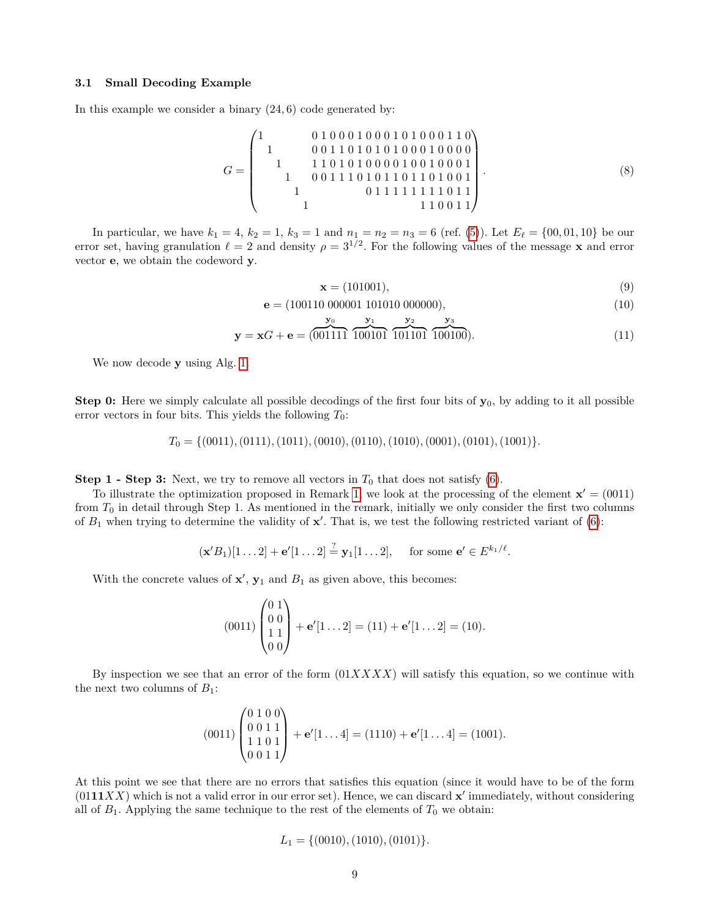### 3.1 Small Decoding Example

In this example we consider a binary $(24, 6)$ code generated by:

$$G = \begin{pmatrix} 1 & & & & & & 0\,1\,0\,0\,0\,1\,0\,0\,0\,1\,0\,1\,0\,0\,0\,1\,1\,0 \\ & 1 & & & & & 0\,0\,1\,1\,0\,1\,0\,1\,0\,1\,0\,0\,0\,1\,0\,0\,0\,0 \\ & & 1 & & & & 1\,1\,0\,1\,0\,1\,0\,0\,0\,0\,1\,0\,0\,1\,0\,0\,0\,1 \\ & & & 1 & & & 0\,0\,1\,1\,1\,0\,1\,0\,1\,1\,0\,1\,1\,0\,1\,0\,0\,1 \\ & & & & 1 & & 0\,1\,1\,1\,1\,1\,1\,1\,1\,0\,1\,1 \\ & & & & & 1 & 1\,1\,0\,0\,1\,1 \end{pmatrix}. \tag{8}$$

In particular, we have $k_1 = 4$, $k_2 = 1$, $k_3 = 1$ and $n_1 = n_2 = n_3 = 6$ (ref. (5)). Let $E_\ell = \{00, 01, 10\}$ be our error set, having granulation $\ell = 2$ and density $\rho = 3^{1/2}$. For the following values of the message $\mathbf{x}$ and error vector $\mathbf{e}$, we obtain the codeword $\mathbf{y}$.

$$\mathbf{x} = (101001), \tag{9}$$

$$\mathbf{e} = (100110\ 000001\ 101010\ 000000), \tag{10}$$

$$\mathbf{y} = \mathbf{x}G + \mathbf{e} = (\overbrace{001111}^{\mathbf{y}_0}\ \overbrace{100101}^{\mathbf{y}_1}\ \overbrace{101101}^{\mathbf{y}_2}\ \overbrace{100100}^{\mathbf{y}_3}). \tag{11}$$

We now decode $\mathbf{y}$ using Alg. 1.

**Step 0:** Here we simply calculate all possible decodings of the first four bits of $\mathbf{y}_0$, by adding to it all possible error vectors in four bits. This yields the following $T_0$:

$$T_0 = \{(0011), (0111), (1011), (0010), (0110), (1010), (0001), (0101), (1001)\}.$$

**Step 1 - Step 3:** Next, we try to remove all vectors in $T_0$ that does not satisfy (6).

To illustrate the optimization proposed in Remark 1, we look at the processing of the element $\mathbf{x}' = (0011)$ from $T_0$ in detail through Step 1. As mentioned in the remark, initially we only consider the first two columns of $B_1$ when trying to determine the validity of $\mathbf{x}'$. That is, we test the following restricted variant of (6):

$$(\mathbf{x}'B_1)[1\ldots 2] + \mathbf{e}'[1\ldots 2] \stackrel{?}{=} \mathbf{y}_1[1\ldots 2], \quad \text{for some } \mathbf{e}' \in E^{k_1/\ell}.$$

With the concrete values of $\mathbf{x}'$, $\mathbf{y}_1$ and $B_1$ as given above, this becomes:

$$(0011)\begin{pmatrix} 0\,1 \\ 0\,0 \\ 1\,1 \\ 0\,0 \end{pmatrix} + \mathbf{e}'[1\ldots 2] = (11) + \mathbf{e}'[1\ldots 2] = (10).$$

By inspection we see that an error of the form $(01XXXX)$ will satisfy this equation, so we continue with the next two columns of $B_1$:

$$(0011)\begin{pmatrix} 0\,1\,0\,0 \\ 0\,0\,1\,1 \\ 1\,1\,0\,1 \\ 0\,0\,1\,1 \end{pmatrix} + \mathbf{e}'[1\ldots 4] = (1110) + \mathbf{e}'[1\ldots 4] = (1001).$$

At this point we see that there are no errors that satisfies this equation (since it would have to be of the form $(01\mathbf{11}XX)$ which is not a valid error in our error set). Hence, we can discard $\mathbf{x}'$ immediately, without considering all of $B_1$. Applying the same technique to the rest of the elements of $T_0$ we obtain:

$$L_1 = \{(0010), (1010), (0101)\}.$$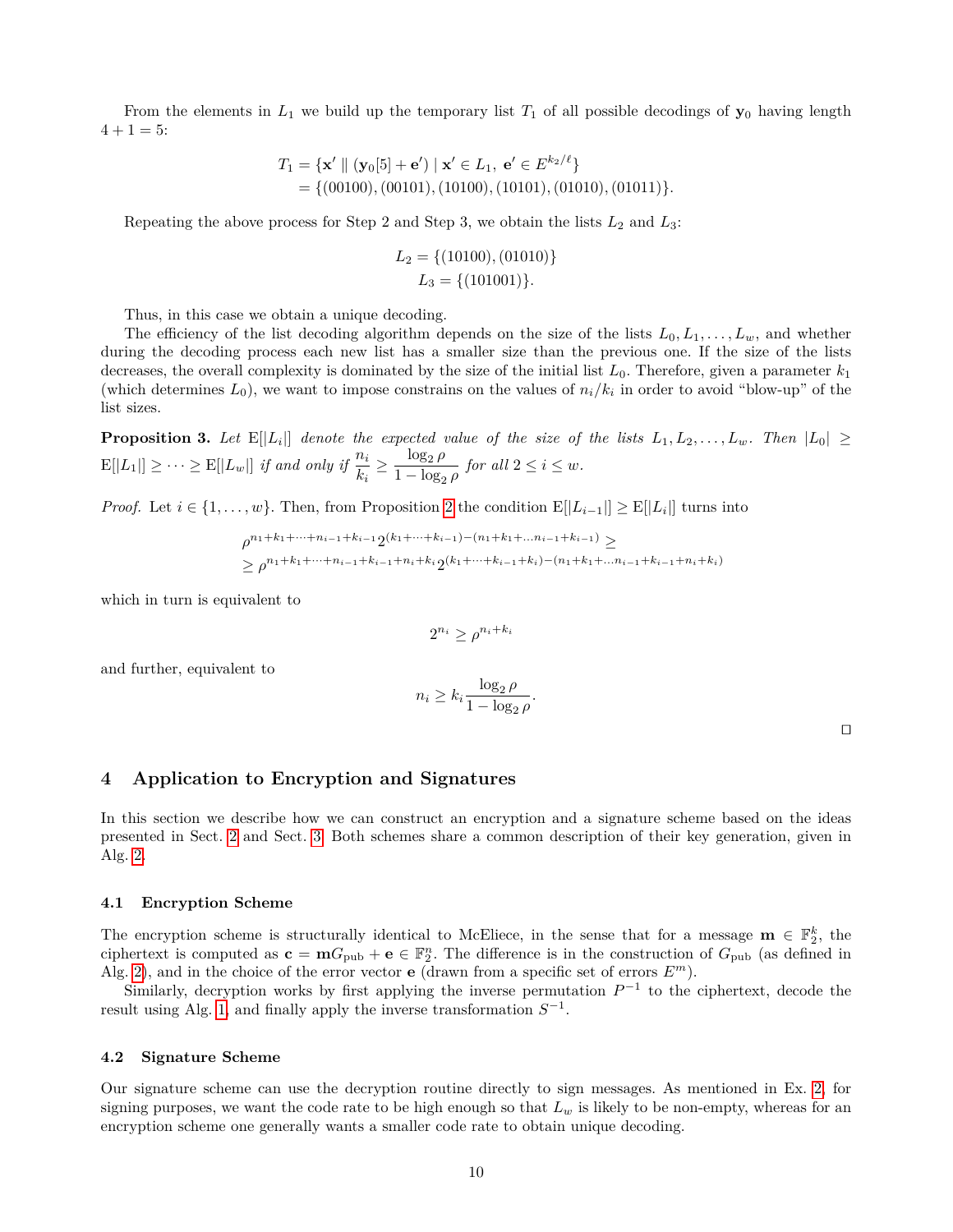From the elements in $L_1$ we build up the temporary list $T_1$ of all possible decodings of $\mathbf{y}_0$ having length $4+1=5$:

$$
\begin{aligned}
T_1 &= \{\mathbf{x}' \parallel (\mathbf{y}_0[5] + \mathbf{e}') \mid \mathbf{x}' \in L_1,\ \mathbf{e}' \in E^{k_2/\ell}\} \\
&= \{(00100), (00101), (10100), (10101), (01010), (01011)\}.
\end{aligned}
$$

Repeating the above process for Step 2 and Step 3, we obtain the lists $L_2$ and $L_3$:

$$
\begin{aligned}
L_2 &= \{(10100), (01010)\} \\
L_3 &= \{(101001)\}.
\end{aligned}
$$

Thus, in this case we obtain a unique decoding.

The efficiency of the list decoding algorithm depends on the size of the lists $L_0, L_1, \ldots, L_w$, and whether during the decoding process each new list has a smaller size than the previous one. If the size of the lists decreases, the overall complexity is dominated by the size of the initial list $L_0$. Therefore, given a parameter $k_1$ (which determines $L_0$), we want to impose constrains on the values of $n_i/k_i$ in order to avoid "blow-up" of the list sizes.

**Proposition 3.** *Let* $\mathrm{E}[|L_i|]$ *denote the expected value of the size of the lists* $L_1, L_2, \ldots, L_w$*. Then* $|L_0| \geq \mathrm{E}[|L_1|] \geq \cdots \geq \mathrm{E}[|L_w|]$ *if and only if* $\dfrac{n_i}{k_i} \geq \dfrac{\log_2 \rho}{1 - \log_2 \rho}$ *for all* $2 \leq i \leq w$.

*Proof.* Let $i \in \{1, \ldots, w\}$. Then, from Proposition 2 the condition $\mathrm{E}[|L_{i-1}|] \geq \mathrm{E}[|L_i|]$ turns into

$$
\begin{aligned}
&\rho^{n_1+k_1+\cdots+n_{i-1}+k_{i-1}} 2^{(k_1+\cdots+k_{i-1})-(n_1+k_1+\ldots n_{i-1}+k_{i-1})} \geq \\
&\geq \rho^{n_1+k_1+\cdots+n_{i-1}+k_{i-1}+n_i+k_i} 2^{(k_1+\cdots+k_{i-1}+k_i)-(n_1+k_1+\ldots n_{i-1}+k_{i-1}+n_i+k_i)}
\end{aligned}
$$

which in turn is equivalent to

$$
2^{n_i} \geq \rho^{n_i+k_i}
$$

and further, equivalent to

$$
n_i \geq k_i \frac{\log_2 \rho}{1 - \log_2 \rho}.
$$

□

## 4 Application to Encryption and Signatures

In this section we describe how we can construct an encryption and a signature scheme based on the ideas presented in Sect. 2 and Sect. 3. Both schemes share a common description of their key generation, given in Alg. 2.

### 4.1 Encryption Scheme

The encryption scheme is structurally identical to McEliece, in the sense that for a message $\mathbf{m} \in \mathbb{F}_2^k$, the ciphertext is computed as $\mathbf{c} = \mathbf{m}G_{\text{pub}} + \mathbf{e} \in \mathbb{F}_2^n$. The difference is in the construction of $G_{\text{pub}}$ (as defined in Alg. 2), and in the choice of the error vector $\mathbf{e}$ (drawn from a specific set of errors $E^m$).

Similarly, decryption works by first applying the inverse permutation $P^{-1}$ to the ciphertext, decode the result using Alg. 1, and finally apply the inverse transformation $S^{-1}$.

### 4.2 Signature Scheme

Our signature scheme can use the decryption routine directly to sign messages. As mentioned in Ex. 2, for signing purposes, we want the code rate to be high enough so that $L_w$ is likely to be non-empty, whereas for an encryption scheme one generally wants a smaller code rate to obtain unique decoding.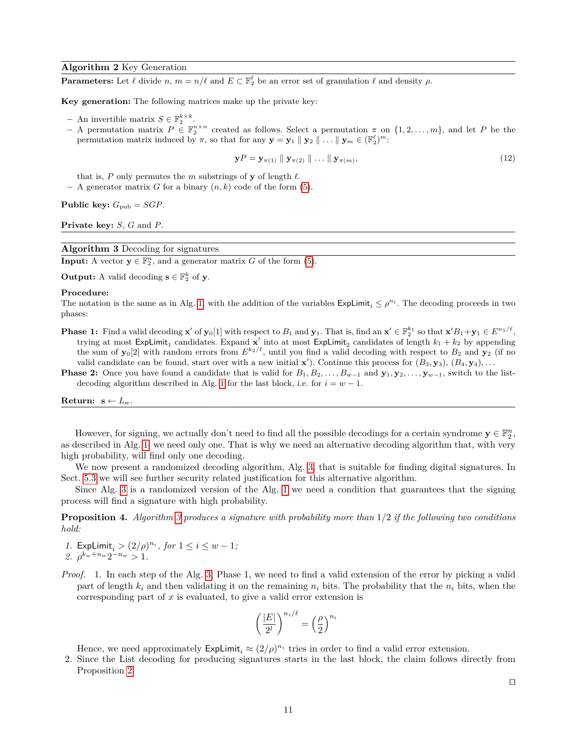**Algorithm 2** Key Generation

**Parameters:** Let $\ell$ divide $n$, $m = n/\ell$ and $E \subset \mathbb{F}_2^\ell$ be an error set of granulation $\ell$ and density $\rho$.

**Key generation:** The following matrices make up the private key:

- An invertible matrix $S \in \mathbb{F}_2^{k\times k}$.
- A permutation matrix $P \in \mathbb{F}_2^{n\times n}$ created as follows. Select a permutation $\pi$ on $\{1, 2, \dots, m\}$, and let $P$ be the permutation matrix induced by $\pi$, so that for any $\mathbf{y} = \mathbf{y}_1 \parallel \mathbf{y}_2 \parallel \dots \parallel \mathbf{y}_m \in (\mathbb{F}_2^\ell)^m$:

$$\mathbf{y}P = \mathbf{y}_{\pi(1)} \parallel \mathbf{y}_{\pi(2)} \parallel \dots \parallel \mathbf{y}_{\pi(m)}, \tag{12}$$

  that is, $P$ only permutes the $m$ substrings of $\mathbf{y}$ of length $\ell$.
- A generator matrix $G$ for a binary $(n, k)$ code of the form (5).

**Public key:** $G_{\text{pub}} = SGP$.

**Private key:** $S$, $G$ and $P$.

---

**Algorithm 3** Decoding for signatures

**Input:** A vector $\mathbf{y} \in \mathbb{F}_2^n$, and a generator matrix $G$ of the form (5).

**Output:** A valid decoding $\mathbf{s} \in \mathbb{F}_2^k$ of $\mathbf{y}$.

**Procedure:**
The notation is the same as in Alg. 1, with the addition of the variables $\mathsf{ExpLimit}_i \leq \rho^{n_i}$. The decoding proceeds in two phases:

**Phase 1:** Find a valid decoding $\mathbf{x}'$ of $\mathbf{y}_0[1]$ with respect to $B_1$ and $\mathbf{y}_1$. That is, find an $\mathbf{x}' \in \mathbb{F}_2^{k_1}$ so that $\mathbf{x}'B_1 + \mathbf{y}_1 \in E^{n_1/\ell}$, trying at most $\mathsf{ExpLimit}_1$ candidates. Expand $\mathbf{x}'$ into at most $\mathsf{ExpLimit}_2$ candidates of length $k_1 + k_2$ by appending the sum of $\mathbf{y}_0[2]$ with random errors from $E^{k_2/\ell}$, until you find a valid decoding with respect to $B_2$ and $\mathbf{y}_2$ (if no valid candidate can be found, start over with a new initial $\mathbf{x}'$). Continue this process for $(B_3, \mathbf{y}_3)$, $(B_4, \mathbf{y}_4), \dots$

**Phase 2:** Once you have found a candidate that is valid for $B_1, B_2, \dots, B_{w-1}$ and $\mathbf{y}_1, \mathbf{y}_2, \dots, \mathbf{y}_{w-1}$, switch to the list-decoding algorithm described in Alg. 1 for the last block, i.e. for $i = w - 1$.

**Return:** $\mathbf{s} \leftarrow L_w$.

---

However, for signing, we actually don't need to find all the possible decodings for a certain syndrome $\mathbf{y} \in \mathbb{F}_2^n$, as described in Alg. 1, we need only one. That is why we need an alternative decoding algorithm that, with very high probability, will find only one decoding.

We now present a randomized decoding algorithm, Alg. 3, that is suitable for finding digital signatures. In Sect. 5.3 we will see further security related justification for this alternative algorithm.

Since Alg. 3 is a randomized version of the Alg. 1 we need a condition that guarantees that the signing process will find a signature with high probability.

**Proposition 4.** *Algorithm 3 produces a signature with probability more than $1/2$ if the following two conditions hold:*

1. $\mathsf{ExpLimit}_i > (2/\rho)^{n_i}$, *for* $1 \leq i \leq w - 1$;
2. $\rho^{k_w + n_w} 2^{-n_w} > 1$.

*Proof.* 1. In each step of the Alg. 3, Phase 1, we need to find a valid extension of the error by picking a valid part of length $k_i$ and then validating it on the remaining $n_i$ bits. The probability that the $n_i$ bits, when the corresponding part of $x$ is evaluated, to give a valid error extension is

$$\left(\frac{|E|}{2^l}\right)^{n_i/\ell} = \left(\frac{\rho}{2}\right)^{n_i}$$

Hence, we need approximately $\mathsf{ExpLimit}_i \approx (2/\rho)^{n_i}$ tries in order to find a valid error extension.

2. Since the List decoding for producing signatures starts in the last block, the claim follows directly from Proposition 2.

□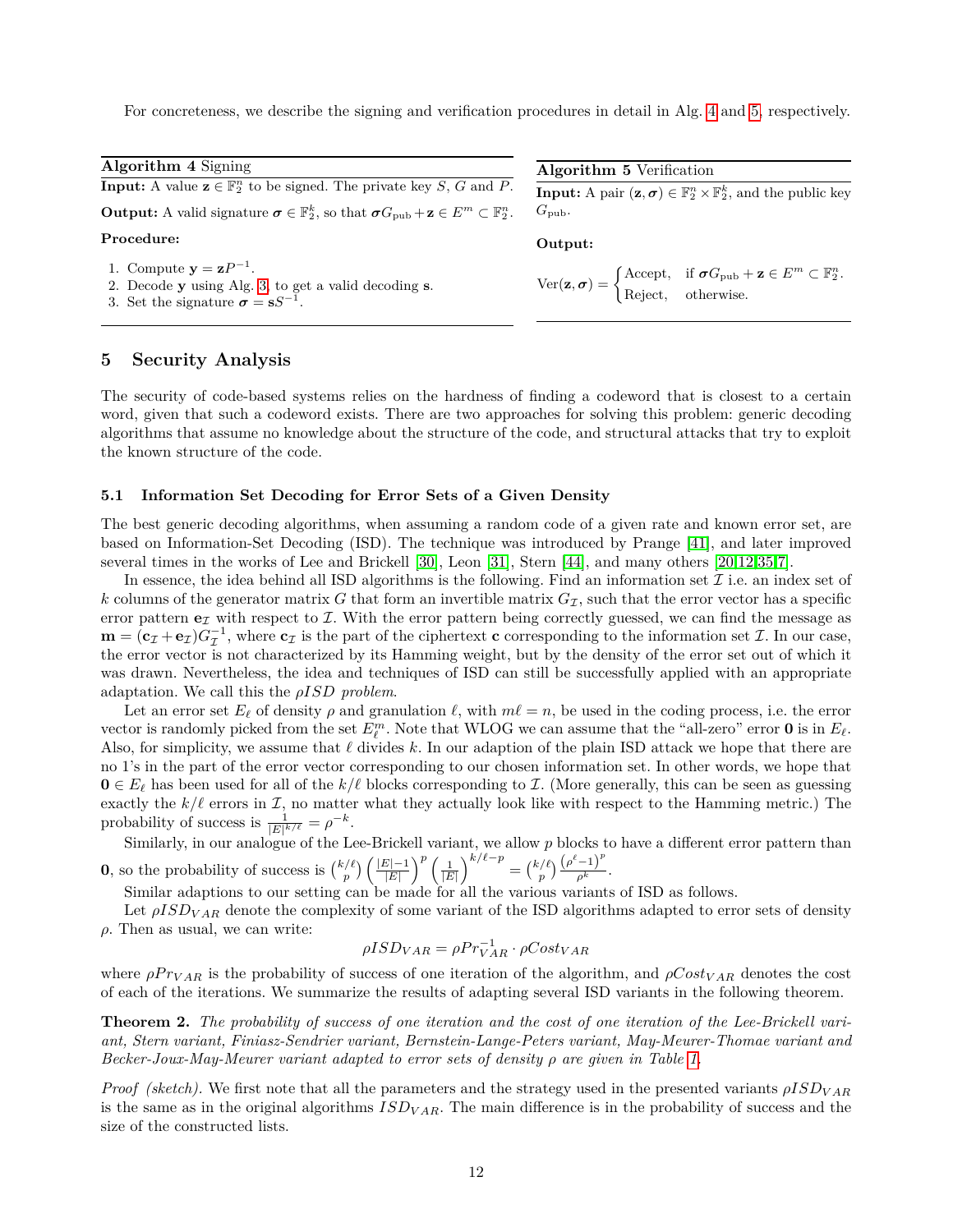For concreteness, we describe the signing and verification procedures in detail in Alg. 4 and 5, respectively.

**Algorithm 4** Signing

**Input:** A value $\mathbf{z} \in \mathbb{F}_2^n$ to be signed. The private key $S$, $G$ and $P$.

**Output:** A valid signature $\boldsymbol{\sigma} \in \mathbb{F}_2^k$, so that $\boldsymbol{\sigma} G_{\text{pub}} + \mathbf{z} \in E^m \subset \mathbb{F}_2^n$.

**Procedure:**

1. Compute $\mathbf{y} = \mathbf{z}P^{-1}$.
2. Decode $\mathbf{y}$ using Alg. 3, to get a valid decoding $\mathbf{s}$.
3. Set the signature $\boldsymbol{\sigma} = \mathbf{s}S^{-1}$.

**Algorithm 5** Verification

**Input:** A pair $(\mathbf{z}, \boldsymbol{\sigma}) \in \mathbb{F}_2^n \times \mathbb{F}_2^k$, and the public key $G_{\text{pub}}$.

**Output:**

$$\text{Ver}(\mathbf{z}, \boldsymbol{\sigma}) = \begin{cases} \text{Accept}, & \text{if } \boldsymbol{\sigma} G_{\text{pub}} + \mathbf{z} \in E^m \subset \mathbb{F}_2^n. \\ \text{Reject}, & \text{otherwise.} \end{cases}$$

## 5 Security Analysis

The security of code-based systems relies on the hardness of finding a codeword that is closest to a certain word, given that such a codeword exists. There are two approaches for solving this problem: generic decoding algorithms that assume no knowledge about the structure of the code, and structural attacks that try to exploit the known structure of the code.

### 5.1 Information Set Decoding for Error Sets of a Given Density

The best generic decoding algorithms, when assuming a random code of a given rate and known error set, are based on Information-Set Decoding (ISD). The technique was introduced by Prange [41], and later improved several times in the works of Lee and Brickell [30], Leon [31], Stern [44], and many others [20,12,35,7].

In essence, the idea behind all ISD algorithms is the following. Find an information set $\mathcal{I}$ i.e. an index set of $k$ columns of the generator matrix $G$ that form an invertible matrix $G_{\mathcal{I}}$, such that the error vector has a specific error pattern $\mathbf{e}_{\mathcal{I}}$ with respect to $\mathcal{I}$. With the error pattern being correctly guessed, we can find the message as $\mathbf{m} = (\mathbf{c}_{\mathcal{I}} + \mathbf{e}_{\mathcal{I}})G_{\mathcal{I}}^{-1}$, where $\mathbf{c}_{\mathcal{I}}$ is the part of the ciphertext $\mathbf{c}$ corresponding to the information set $\mathcal{I}$. In our case, the error vector is not characterized by its Hamming weight, but by the density of the error set out of which it was drawn. Nevertheless, the idea and techniques of ISD can still be successfully applied with an appropriate adaptation. We call this the *$\rho$ISD problem*.

Let an error set $E_\ell$ of density $\rho$ and granulation $\ell$, with $m\ell = n$, be used in the coding process, i.e. the error vector is randomly picked from the set $E_\ell^m$. Note that WLOG we can assume that the "all-zero" error $\mathbf{0}$ is in $E_\ell$. Also, for simplicity, we assume that $\ell$ divides $k$. In our adaption of the plain ISD attack we hope that there are no 1's in the part of the error vector corresponding to our chosen information set. In other words, we hope that $\mathbf{0} \in E_\ell$ has been used for all of the $k/\ell$ blocks corresponding to $\mathcal{I}$. (More generally, this can be seen as guessing exactly the $k/\ell$ errors in $\mathcal{I}$, no matter what they actually look like with respect to the Hamming metric.) The probability of success is $\frac{1}{|E|^{k/\ell}} = \rho^{-k}$.

Similarly, in our analogue of the Lee-Brickell variant, we allow $p$ blocks to have a different error pattern than $\mathbf{0}$, so the probability of success is $\binom{k/\ell}{p}\left(\frac{|E|-1}{|E|}\right)^p\left(\frac{1}{|E|}\right)^{k/\ell-p} = \binom{k/\ell}{p}\frac{(\rho^\ell-1)^p}{\rho^k}$.

Similar adaptions to our setting can be made for all the various variants of ISD as follows.

Let $\rho ISD_{VAR}$ denote the complexity of some variant of the ISD algorithms adapted to error sets of density $\rho$. Then as usual, we can write:

$$\rho ISD_{VAR} = \rho Pr_{VAR}^{-1} \cdot \rho Cost_{VAR}$$

where $\rho Pr_{VAR}$ is the probability of success of one iteration of the algorithm, and $\rho Cost_{VAR}$ denotes the cost of each of the iterations. We summarize the results of adapting several ISD variants in the following theorem.

**Theorem 2.** *The probability of success of one iteration and the cost of one iteration of the Lee-Brickell variant, Stern variant, Finiasz-Sendrier variant, Bernstein-Lange-Peters variant, May-Meurer-Thomae variant and Becker-Joux-May-Meurer variant adapted to error sets of density $\rho$ are given in Table 1.*

*Proof (sketch).* We first note that all the parameters and the strategy used in the presented variants $\rho ISD_{VAR}$ is the same as in the original algorithms $ISD_{VAR}$. The main difference is in the probability of success and the size of the constructed lists.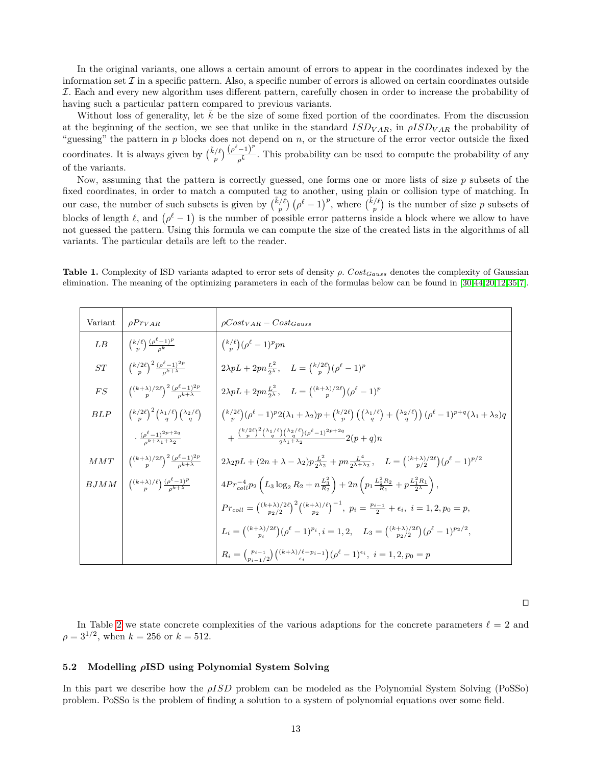In the original variants, one allows a certain amount of errors to appear in the coordinates indexed by the information set $\mathcal{I}$ in a specific pattern. Also, a specific number of errors is allowed on certain coordinates outside $\mathcal{I}$. Each and every new algorithm uses different pattern, carefully chosen in order to increase the probability of having such a particular pattern compared to previous variants.

Without loss of generality, let $\tilde{k}$ be the size of some fixed portion of the coordinates. From the discussion at the beginning of the section, we see that unlike in the standard $ISD_{VAR}$, in $\rho ISD_{VAR}$ the probability of "guessing" the pattern in $p$ blocks does not depend on $n$, or the structure of the error vector outside the fixed coordinates. It is always given by $\binom{\tilde{k}/\ell}{p}\frac{\left(\rho^{\ell}-1\right)^{p}}{\rho^{k}}$. This probability can be used to compute the probability of any of the variants.

Now, assuming that the pattern is correctly guessed, one forms one or more lists of size $p$ subsets of the fixed coordinates, in order to match a computed tag to another, using plain or collision type of matching. In our case, the number of such subsets is given by $\binom{\tilde{k}/\ell}{p}\left(\rho^{\ell}-1\right)^{p}$, where $\binom{\tilde{k}/\ell}{p}$ is the number of size $p$ subsets of blocks of length $\ell$, and $\left(\rho^{\ell}-1\right)$ is the number of possible error patterns inside a block where we allow to have not guessed the pattern. Using this formula we can compute the size of the created lists in the algorithms of all variants. The particular details are left to the reader.

**Table 1.** Complexity of ISD variants adapted to error sets of density $\rho$. $Cost_{Gauss}$ denotes the complexity of Gaussian elimination. The meaning of the optimizing parameters in each of the formulas below can be found in [30,44,20,12,35,7].

| Variant | $\rho Pr_{VAR}$ | $\rho Cost_{VAR} - Cost_{Gauss}$ |
|---|---|---|
| $LB$ | $\binom{k/\ell}{p}\frac{(\rho^{\ell}-1)^{p}}{\rho^{k}}$ | $\binom{k/\ell}{p}(\rho^{\ell}-1)^{p}pn$ |
| $ST$ | $\binom{k/2\ell}{p}^{2}\frac{(\rho^{\ell}-1)^{2p}}{\rho^{k+\lambda}}$ | $2\lambda pL + 2pn\frac{L^2}{2^{\lambda}}, \quad L=\binom{k/2\ell}{p}(\rho^{\ell}-1)^{p}$ |
| $FS$ | $\binom{(k+\lambda)/2\ell}{p}^{2}\frac{(\rho^{\ell}-1)^{2p}}{\rho^{k+\lambda}}$ | $2\lambda pL + 2pn\frac{L^2}{2^{\lambda}}, \quad L=\binom{(k+\lambda)/2\ell}{p}(\rho^{\ell}-1)^{p}$ |
| $BLP$ | $\binom{k/2\ell}{p}^{2}\binom{\lambda_1/\ell}{q}\binom{\lambda_2/\ell}{q} \cdot \frac{(\rho^{\ell}-1)^{2p+2q}}{\rho^{k+\lambda_1+\lambda_2}}$ | $\binom{k/2\ell}{p}(\rho^{\ell}-1)^{p}2(\lambda_1+\lambda_2)p + \binom{k/2\ell}{p}\left(\binom{\lambda_1/\ell}{q}+\binom{\lambda_2/\ell}{q}\right)(\rho^{\ell}-1)^{p+q}(\lambda_1+\lambda_2)q + \frac{\binom{k/2\ell}{p}^{2}\binom{\lambda_1/\ell}{q}\binom{\lambda_2/\ell}{q}(\rho^{\ell}-1)^{2p+2q}}{2^{\lambda_1+\lambda_2}}2(p+q)n$ |
| $MMT$ | $\binom{(k+\lambda)/2\ell}{p}^{2}\frac{(\rho^{\ell}-1)^{2p}}{\rho^{k+\lambda}}$ | $2\lambda_2 pL + (2n+\lambda-\lambda_2)p\frac{L^2}{2^{\lambda_2}} + pn\frac{L^4}{2^{\lambda+\lambda_2}}, \quad L=\binom{(k+\lambda)/2\ell}{p/2}(\rho^{\ell}-1)^{p/2}$ |
| $BJMM$ | $\binom{(k+\lambda)/\ell}{p}\frac{(\rho^{\ell}-1)^{p}}{\rho^{k+\lambda}}$ | $4Pr_{coll}^{-4}p_2\left(L_3\log_2 R_2 + n\frac{L_3^2}{R_2}\right) + 2n\left(p_1\frac{L_2^2R_2}{R_1} + p\frac{L_1^2R_1}{2^{\lambda}}\right),$ |
| | | $Pr_{coll} = \binom{(k+\lambda)/2\ell}{p_2/2}^{2}\binom{(k+\lambda)/\ell}{p_2}^{-1}, \; p_i = \frac{p_{i-1}}{2}+\epsilon_i, \; i=1,2, p_0=p,$ |
| | | $L_i = \binom{(k+\lambda)/2\ell}{p_i}(\rho^{\ell}-1)^{p_i}, i=1,2, \quad L_3=\binom{(k+\lambda)/2\ell}{p_2/2}(\rho^{\ell}-1)^{p_2/2},$ |
| | | $R_i = \binom{p_{i-1}}{p_{i-1}/2}\binom{(k+\lambda)/\ell-p_{i-1}}{\epsilon_i}(\rho^{\ell}-1)^{\epsilon_i}, \; i=1,2, p_0=p$ |

□

In Table 2 we state concrete complexities of the various adaptions for the concrete parameters $\ell = 2$ and $\rho = 3^{1/2}$, when $k = 256$ or $k = 512$.

### 5.2 Modelling $\rho$ISD using Polynomial System Solving

In this part we describe how the $\rho ISD$ problem can be modeled as the Polynomial System Solving (PoSSo) problem. PoSSo is the problem of finding a solution to a system of polynomial equations over some field.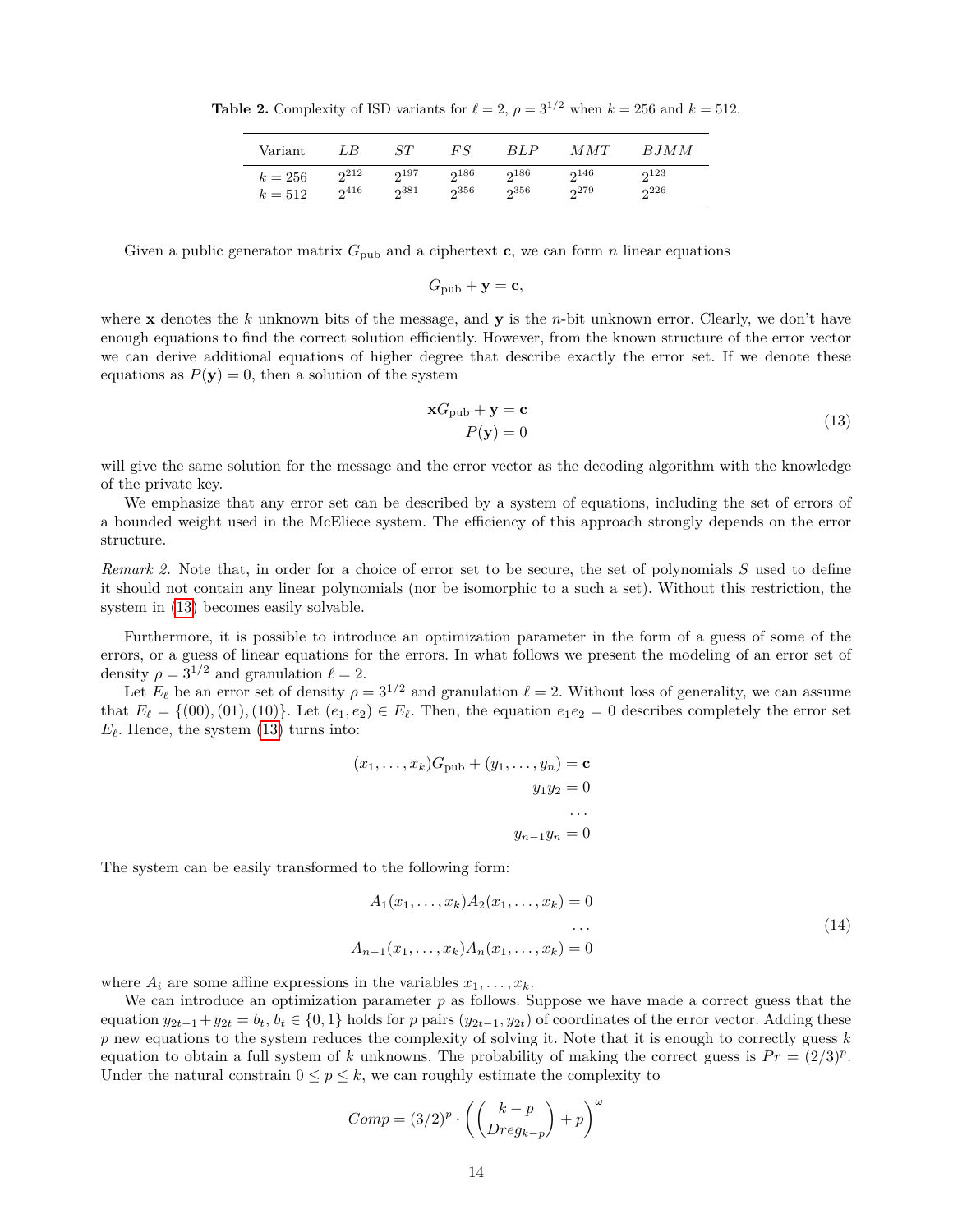**Table 2.** Complexity of ISD variants for $\ell = 2$, $\rho = 3^{1/2}$ when $k = 256$ and $k = 512$.

| Variant | $LB$ | $ST$ | $FS$ | $BLP$ | $MMT$ | $BJMM$ |
|---|---|---|---|---|---|---|
| $k = 256$ | $2^{212}$ | $2^{197}$ | $2^{186}$ | $2^{186}$ | $2^{146}$ | $2^{123}$ |
| $k = 512$ | $2^{416}$ | $2^{381}$ | $2^{356}$ | $2^{356}$ | $2^{279}$ | $2^{226}$ |

Given a public generator matrix $G_{\text{pub}}$ and a ciphertext $\mathbf{c}$, we can form $n$ linear equations

$$G_{\text{pub}} + \mathbf{y} = \mathbf{c},$$

where $\mathbf{x}$ denotes the $k$ unknown bits of the message, and $\mathbf{y}$ is the $n$-bit unknown error. Clearly, we don't have enough equations to find the correct solution efficiently. However, from the known structure of the error vector we can derive additional equations of higher degree that describe exactly the error set. If we denote these equations as $P(\mathbf{y}) = 0$, then a solution of the system

$$\begin{aligned} \mathbf{x}G_{\text{pub}} + \mathbf{y} &= \mathbf{c} \\ P(\mathbf{y}) &= 0 \end{aligned} \tag{13}$$

will give the same solution for the message and the error vector as the decoding algorithm with the knowledge of the private key.

We emphasize that any error set can be described by a system of equations, including the set of errors of a bounded weight used in the McEliece system. The efficiency of this approach strongly depends on the error structure.

*Remark 2.* Note that, in order for a choice of error set to be secure, the set of polynomials $S$ used to define it should not contain any linear polynomials (nor be isomorphic to a such a set). Without this restriction, the system in (13) becomes easily solvable.

Furthermore, it is possible to introduce an optimization parameter in the form of a guess of some of the errors, or a guess of linear equations for the errors. In what follows we present the modeling of an error set of density $\rho = 3^{1/2}$ and granulation $\ell = 2$.

Let $E_\ell$ be an error set of density $\rho = 3^{1/2}$ and granulation $\ell = 2$. Without loss of generality, we can assume that $E_\ell = \{(00), (01), (10)\}$. Let $(e_1, e_2) \in E_\ell$. Then, the equation $e_1 e_2 = 0$ describes completely the error set $E_\ell$. Hence, the system (13) turns into:

$$\begin{aligned} (x_1, \ldots, x_k)G_{\text{pub}} + (y_1, \ldots, y_n) &= \mathbf{c} \\ y_1 y_2 &= 0 \\ &\ldots \\ y_{n-1} y_n &= 0 \end{aligned}$$

The system can be easily transformed to the following form:

$$\begin{aligned} A_1(x_1, \ldots, x_k) A_2(x_1, \ldots, x_k) &= 0 \\ &\ldots \\ A_{n-1}(x_1, \ldots, x_k) A_n(x_1, \ldots, x_k) &= 0 \end{aligned} \tag{14}$$

where $A_i$ are some affine expressions in the variables $x_1, \ldots, x_k$.

We can introduce an optimization parameter $p$ as follows. Suppose we have made a correct guess that the equation $y_{2t-1} + y_{2t} = b_t$, $b_t \in \{0, 1\}$ holds for $p$ pairs $(y_{2t-1}, y_{2t})$ of coordinates of the error vector. Adding these $p$ new equations to the system reduces the complexity of solving it. Note that it is enough to correctly guess $k$ equation to obtain a full system of $k$ unknowns. The probability of making the correct guess is $Pr = (2/3)^p$. Under the natural constrain $0 \leq p \leq k$, we can roughly estimate the complexity to

$$Comp = (3/2)^p \cdot \left( \binom{k-p}{Dreg_{k-p}} + p \right)^{\omega}$$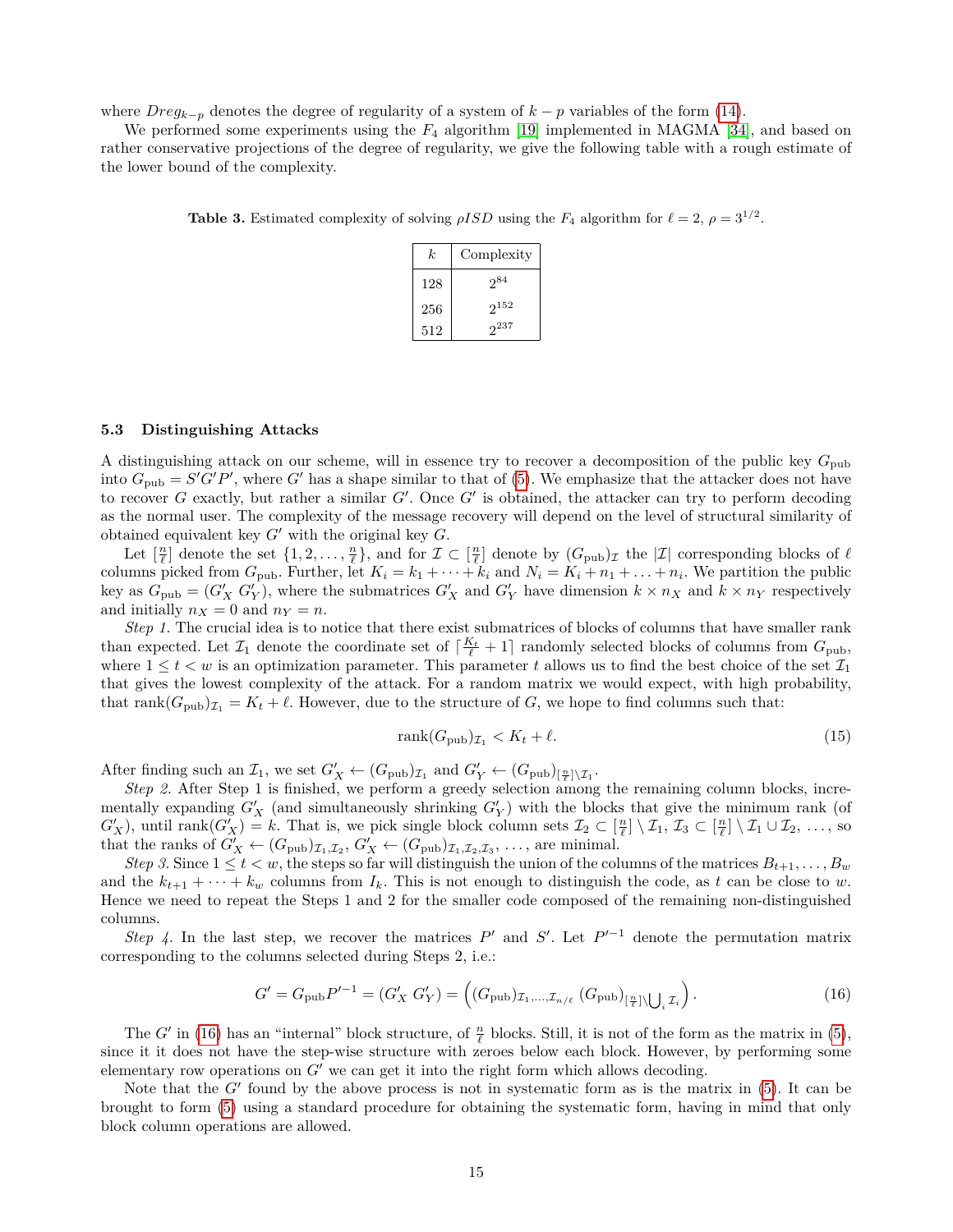where $Dreg_{k-p}$ denotes the degree of regularity of a system of $k-p$ variables of the form (14).

We performed some experiments using the $F_4$ algorithm [19] implemented in MAGMA [34], and based on rather conservative projections of the degree of regularity, we give the following table with a rough estimate of the lower bound of the complexity.

**Table 3.** Estimated complexity of solving $\rho ISD$ using the $F_4$ algorithm for $\ell = 2$, $\rho = 3^{1/2}$.

| $k$ | Complexity |
|---|---|
| 128 | $2^{84}$ |
| 256 | $2^{152}$ |
| 512 | $2^{237}$ |

### 5.3 Distinguishing Attacks

A distinguishing attack on our scheme, will in essence try to recover a decomposition of the public key $G_{\text{pub}}$ into $G_{\text{pub}} = S'G'P'$, where $G'$ has a shape similar to that of (5). We emphasize that the attacker does not have to recover $G$ exactly, but rather a similar $G'$. Once $G'$ is obtained, the attacker can try to perform decoding as the normal user. The complexity of the message recovery will depend on the level of structural similarity of obtained equivalent key $G'$ with the original key $G$.

Let $[\frac{n}{\ell}]$ denote the set $\{1, 2, \ldots, \frac{n}{\ell}\}$, and for $\mathcal{I} \subset [\frac{n}{\ell}]$ denote by $(G_{\text{pub}})_{\mathcal{I}}$ the $|\mathcal{I}|$ corresponding blocks of $\ell$ columns picked from $G_{\text{pub}}$. Further, let $K_i = k_1 + \cdots + k_i$ and $N_i = K_i + n_1 + \ldots + n_i$. We partition the public key as $G_{\text{pub}} = (G'_X \; G'_Y)$, where the submatrices $G'_X$ and $G'_Y$ have dimension $k \times n_X$ and $k \times n_Y$ respectively and initially $n_X = 0$ and $n_Y = n$.

*Step 1.* The crucial idea is to notice that there exist submatrices of blocks of columns that have smaller rank than expected. Let $\mathcal{I}_1$ denote the coordinate set of $\lceil \frac{K_t}{\ell} + 1 \rceil$ randomly selected blocks of columns from $G_{\text{pub}}$, where $1 \leq t < w$ is an optimization parameter. This parameter $t$ allows us to find the best choice of the set $\mathcal{I}_1$ that gives the lowest complexity of the attack. For a random matrix we would expect, with high probability, that $\text{rank}(G_{\text{pub}})_{\mathcal{I}_1} = K_t + \ell$. However, due to the structure of $G$, we hope to find columns such that:

$$\text{rank}(G_{\text{pub}})_{\mathcal{I}_1} < K_t + \ell. \tag{15}$$

After finding such an $\mathcal{I}_1$, we set $G'_X \leftarrow (G_{\text{pub}})_{\mathcal{I}_1}$ and $G'_Y \leftarrow (G_{\text{pub}})_{[\frac{n}{\ell}] \setminus \mathcal{I}_1}$.

*Step 2.* After Step 1 is finished, we perform a greedy selection among the remaining column blocks, incrementally expanding $G'_X$ (and simultaneously shrinking $G'_Y$) with the blocks that give the minimum rank (of $G'_X$), until $\text{rank}(G'_X) = k$. That is, we pick single block column sets $\mathcal{I}_2 \subset [\frac{n}{\ell}] \setminus \mathcal{I}_1$, $\mathcal{I}_3 \subset [\frac{n}{\ell}] \setminus \mathcal{I}_1 \cup \mathcal{I}_2$, $\ldots$, so that the ranks of $G'_X \leftarrow (G_{\text{pub}})_{\mathcal{I}_1, \mathcal{I}_2}$, $G'_X \leftarrow (G_{\text{pub}})_{\mathcal{I}_1, \mathcal{I}_2, \mathcal{I}_3}$, $\ldots$, are minimal.

*Step 3.* Since $1 \leq t < w$, the steps so far will distinguish the union of the columns of the matrices $B_{t+1}, \ldots, B_w$ and the $k_{t+1} + \cdots + k_w$ columns from $I_k$. This is not enough to distinguish the code, as $t$ can be close to $w$. Hence we need to repeat the Steps 1 and 2 for the smaller code composed of the remaining non-distinguished columns.

*Step 4.* In the last step, we recover the matrices $P'$ and $S'$. Let $P'^{-1}$ denote the permutation matrix corresponding to the columns selected during Steps 2, i.e.:

$$G' = G_{\text{pub}} P'^{-1} = (G'_X \; G'_Y) = \left( (G_{\text{pub}})_{\mathcal{I}_1, \ldots, \mathcal{I}_{n/\ell}} \; (G_{\text{pub}})_{[\frac{n}{\ell}] \setminus \bigcup_i \mathcal{I}_i} \right). \tag{16}$$

The $G'$ in (16) has an "internal" block structure, of $\frac{n}{\ell}$ blocks. Still, it is not of the form as the matrix in (5), since it it does not have the step-wise structure with zeroes below each block. However, by performing some elementary row operations on $G'$ we can get it into the right form which allows decoding.

Note that the $G'$ found by the above process is not in systematic form as is the matrix in (5). It can be brought to form (5) using a standard procedure for obtaining the systematic form, having in mind that only block column operations are allowed.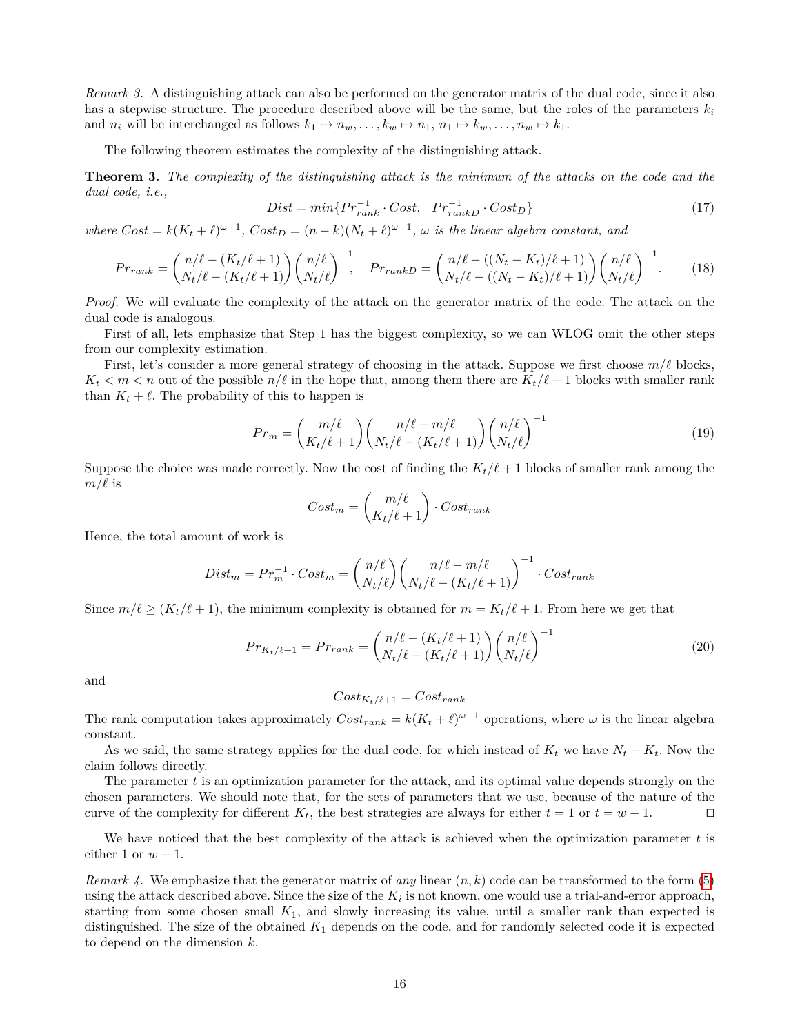*Remark 3.* A distinguishing attack can also be performed on the generator matrix of the dual code, since it also has a stepwise structure. The procedure described above will be the same, but the roles of the parameters $k_i$ and $n_i$ will be interchanged as follows $k_1 \mapsto n_w, \dots, k_w \mapsto n_1$, $n_1 \mapsto k_w, \dots, n_w \mapsto k_1$.

The following theorem estimates the complexity of the distinguishing attack.

**Theorem 3.** *The complexity of the distinguishing attack is the minimum of the attacks on the code and the dual code, i.e.,*

$$Dist = min\{Pr_{rank}^{-1} \cdot Cost, \quad Pr_{rankD}^{-1} \cdot Cost_D\} \tag{17}$$

*where* $Cost = k(K_t + \ell)^{\omega-1}$, $Cost_D = (n-k)(N_t + \ell)^{\omega-1}$, $\omega$ *is the linear algebra constant, and*

$$Pr_{rank} = \binom{n/\ell - (K_t/\ell + 1)}{N_t/\ell - (K_t/\ell + 1)} \binom{n/\ell}{N_t/\ell}^{-1}, \quad Pr_{rankD} = \binom{n/\ell - ((N_t - K_t)/\ell + 1)}{N_t/\ell - ((N_t - K_t)/\ell + 1)} \binom{n/\ell}{N_t/\ell}^{-1}. \tag{18}$$

*Proof.* We will evaluate the complexity of the attack on the generator matrix of the code. The attack on the dual code is analogous.

First of all, lets emphasize that Step 1 has the biggest complexity, so we can WLOG omit the other steps from our complexity estimation.

First, let's consider a more general strategy of choosing in the attack. Suppose we first choose $m/\ell$ blocks, $K_t < m < n$ out of the possible $n/\ell$ in the hope that, among them there are $K_t/\ell + 1$ blocks with smaller rank than $K_t + \ell$. The probability of this to happen is

$$Pr_m = \binom{m/\ell}{K_t/\ell + 1} \binom{n/\ell - m/\ell}{N_t/\ell - (K_t/\ell + 1)} \binom{n/\ell}{N_t/\ell}^{-1} \tag{19}$$

Suppose the choice was made correctly. Now the cost of finding the $K_t/\ell + 1$ blocks of smaller rank among the $m/\ell$ is

$$Cost_m = \binom{m/\ell}{K_t/\ell + 1} \cdot Cost_{rank}$$

Hence, the total amount of work is

$$Dist_m = Pr_m^{-1} \cdot Cost_m = \binom{n/\ell}{N_t/\ell} \binom{n/\ell - m/\ell}{N_t/\ell - (K_t/\ell + 1)}^{-1} \cdot Cost_{rank}$$

Since $m/\ell \geq (K_t/\ell + 1)$, the minimum complexity is obtained for $m = K_t/\ell + 1$. From here we get that

$$Pr_{K_t/\ell+1} = Pr_{rank} = \binom{n/\ell - (K_t/\ell + 1)}{N_t/\ell - (K_t/\ell + 1)} \binom{n/\ell}{N_t/\ell}^{-1} \tag{20}$$

and

$$Cost_{K_t/\ell+1} = Cost_{rank}$$

The rank computation takes approximately $Cost_{rank} = k(K_t + \ell)^{\omega-1}$ operations, where $\omega$ is the linear algebra constant.

As we said, the same strategy applies for the dual code, for which instead of $K_t$ we have $N_t - K_t$. Now the claim follows directly.

The parameter $t$ is an optimization parameter for the attack, and its optimal value depends strongly on the chosen parameters. We should note that, for the sets of parameters that we use, because of the nature of the curve of the complexity for different $K_t$, the best strategies are always for either $t = 1$ or $t = w - 1$. $\square$

We have noticed that the best complexity of the attack is achieved when the optimization parameter $t$ is either 1 or $w - 1$.

*Remark 4.* We emphasize that the generator matrix of *any* linear $(n, k)$ code can be transformed to the form (5) using the attack described above. Since the size of the $K_i$ is not known, one would use a trial-and-error approach, starting from some chosen small $K_1$, and slowly increasing its value, until a smaller rank than expected is distinguished. The size of the obtained $K_1$ depends on the code, and for randomly selected code it is expected to depend on the dimension $k$.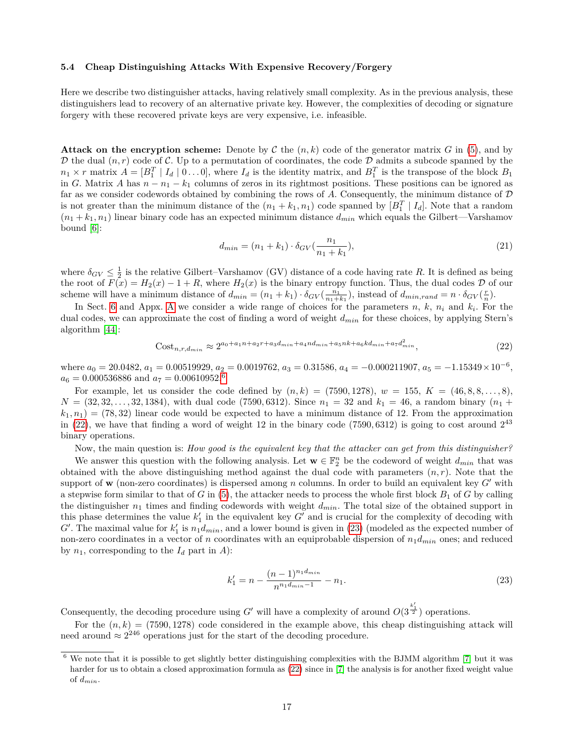### 5.4 Cheap Distinguishing Attacks With Expensive Recovery/Forgery

Here we describe two distinguisher attacks, having relatively small complexity. As in the previous analysis, these distinguishers lead to recovery of an alternative private key. However, the complexities of decoding or signature forgery with these recovered private keys are very expensive, i.e. infeasible.

**Attack on the encryption scheme:** Denote by $\mathcal{C}$ the $(n, k)$ code of the generator matrix $G$ in (5), and by $\mathcal{D}$ the dual $(n, r)$ code of $\mathcal{C}$. Up to a permutation of coordinates, the code $\mathcal{D}$ admits a subcode spanned by the $n_1 \times r$ matrix $A = [B_1^T \mid I_d \mid 0 \ldots 0]$, where $I_d$ is the identity matrix, and $B_1^T$ is the transpose of the block $B_1$ in $G$. Matrix $A$ has $n - n_1 - k_1$ columns of zeros in its rightmost positions. These positions can be ignored as far as we consider codewords obtained by combining the rows of $A$. Consequently, the minimum distance of $\mathcal{D}$ is not greater than the minimum distance of the $(n_1 + k_1, n_1)$ code spanned by $[B_1^T \mid I_d]$. Note that a random $(n_1 + k_1, n_1)$ linear binary code has an expected minimum distance $d_{min}$ which equals the Gilbert—Varshamov bound [6]:

$$d_{min} = (n_1 + k_1) \cdot \delta_{GV}(\frac{n_1}{n_1 + k_1}), \tag{21}$$

where $\delta_{GV} \leq \frac{1}{2}$ is the relative Gilbert–Varshamov (GV) distance of a code having rate $R$. It is defined as being the root of $F(x) = H_2(x) - 1 + R$, where $H_2(x)$ is the binary entropy function. Thus, the dual codes $\mathcal{D}$ of our scheme will have a minimum distance of $d_{min} = (n_1 + k_1) \cdot \delta_{GV}(\frac{n_1}{n_1+k_1})$, instead of $d_{min,rand} = n \cdot \delta_{GV}(\frac{r}{n})$.

In Sect. 6 and Appx. A we consider a wide range of choices for the parameters $n$, $k$, $n_i$ and $k_i$. For the dual codes, we can approximate the cost of finding a word of weight $d_{min}$ for these choices, by applying Stern's algorithm [44]:

$$\text{Cost}_{n,r,d_{min}} \approx 2^{a_0 + a_1 n + a_2 r + a_3 d_{min} + a_4 n d_{min} + a_5 nk + a_6 k d_{min} + a_7 d_{min}^2}, \tag{22}$$

where $a_0 = 20.0482$, $a_1 = 0.00519929$, $a_2 = 0.0019762$, $a_3 = 0.31586$, $a_4 = -0.000211907$, $a_5 = -1.15349 \times 10^{-6}$, $a_6 = 0.000536886$ and $a_7 = 0.00610952$.[6]

For example, let us consider the code defined by $(n, k) = (7590, 1278)$, $w = 155$, $K = (46, 8, 8, \ldots, 8)$, $N = (32, 32, \ldots, 32, 1384)$, with dual code $(7590, 6312)$. Since $n_1 = 32$ and $k_1 = 46$, a random binary $(n_1 + k_1, n_1) = (78, 32)$ linear code would be expected to have a minimum distance of 12. From the approximation in (22), we have that finding a word of weight 12 in the binary code $(7590, 6312)$ is going to cost around $2^{43}$ binary operations.

Now, the main question is: *How good is the equivalent key that the attacker can get from this distinguisher?*

We answer this question with the following analysis. Let $\mathbf{w} \in \mathbb{F}_2^n$ be the codeword of weight $d_{min}$ that was obtained with the above distinguishing method against the dual code with parameters $(n, r)$. Note that the support of $\mathbf{w}$ (non-zero coordinates) is dispersed among $n$ columns. In order to build an equivalent key $G'$ with a stepwise form similar to that of $G$ in (5), the attacker needs to process the whole first block $B_1$ of $G$ by calling the distinguisher $n_1$ times and finding codewords with weight $d_{min}$. The total size of the obtained support in this phase determines the value $k_1'$ in the equivalent key $G'$ and is crucial for the complexity of decoding with $G'$. The maximal value for $k_1'$ is $n_1 d_{min}$, and a lower bound is given in (23) (modeled as the expected number of non-zero coordinates in a vector of $n$ coordinates with an equiprobable dispersion of $n_1 d_{min}$ ones; and reduced by $n_1$, corresponding to the $I_d$ part in $A$):

$$k_1' = n - \frac{(n-1)^{n_1 d_{min}}}{n^{n_1 d_{min} - 1}} - n_1. \tag{23}$$

Consequently, the decoding procedure using $G'$ will have a complexity of around $O(3^{\frac{k_1'}{2}})$ operations.

For the $(n, k) = (7590, 1278)$ code considered in the example above, this cheap distinguishing attack will need around $\approx 2^{246}$ operations just for the start of the decoding procedure.

---

[6] We note that it is possible to get slightly better distinguishing complexities with the BJMM algorithm [7] but it was harder for us to obtain a closed approximation formula as (22) since in [7] the analysis is for another fixed weight value of $d_{min}$.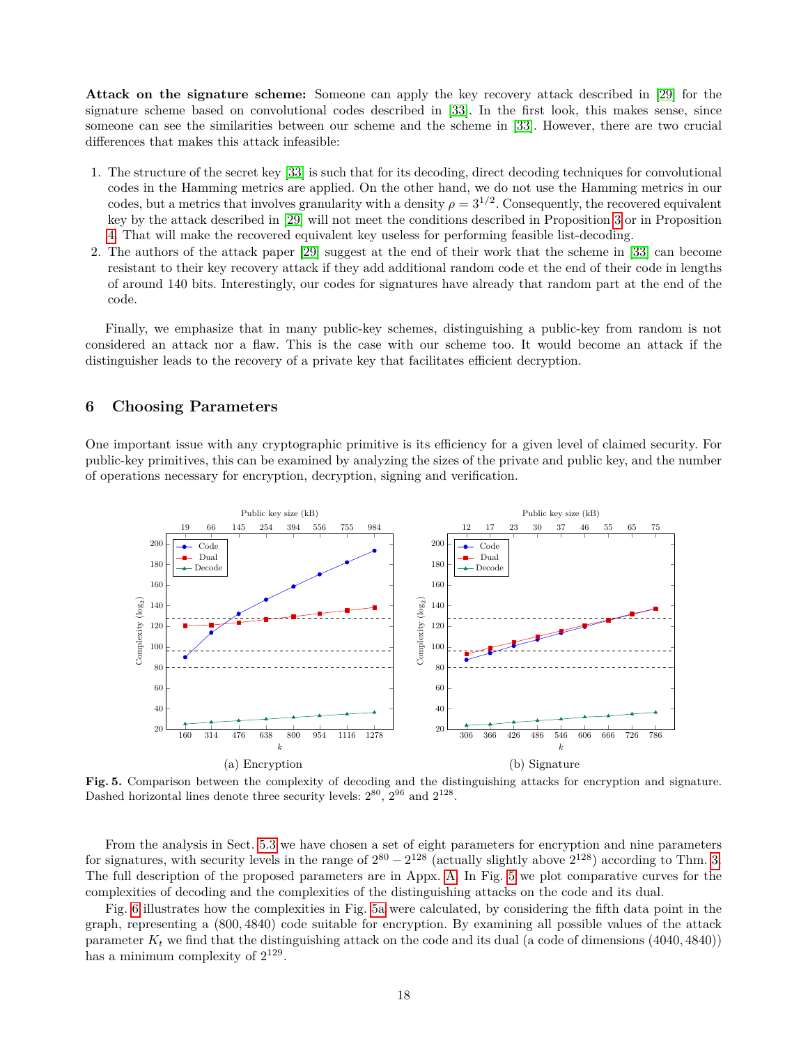**Attack on the signature scheme:** Someone can apply the key recovery attack described in [29] for the signature scheme based on convolutional codes described in [33]. In the first look, this makes sense, since someone can see the similarities between our scheme and the scheme in [33]. However, there are two crucial differences that makes this attack infeasible:

1. The structure of the secret key [33] is such that for its decoding, direct decoding techniques for convolutional codes in the Hamming metrics are applied. On the other hand, we do not use the Hamming metrics in our codes, but a metrics that involves granularity with a density $\rho = 3^{1/2}$. Consequently, the recovered equivalent key by the attack described in [29] will not meet the conditions described in Proposition 3 or in Proposition 4. That will make the recovered equivalent key useless for performing feasible list-decoding.
2. The authors of the attack paper [29] suggest at the end of their work that the scheme in [33] can become resistant to their key recovery attack if they add additional random code et the end of their code in lengths of around 140 bits. Interestingly, our codes for signatures have already that random part at the end of the code.

Finally, we emphasize that in many public-key schemes, distinguishing a public-key from random is not considered an attack nor a flaw. This is the case with our scheme too. It would become an attack if the distinguisher leads to the recovery of a private key that facilitates efficient decryption.

## 6 Choosing Parameters

One important issue with any cryptographic primitive is its efficiency for a given level of claimed security. For public-key primitives, this can be examined by analyzing the sizes of the private and public key, and the number of operations necessary for encryption, decryption, signing and verification.

Public key size (kB)
19 66 145 254 394 556 755 984
Complexity ($\log_2$)
200 180 160 140 120 100 80 60 40 20
Code
Dual
Decode
160 314 476 638 800 954 1116 1278
$k$

(a) Encryption

Public key size (kB)
12 17 23 30 37 46 55 65 75
Complexity ($\log_2$)
200 180 160 140 120 100 80 60 40 20
Code
Dual
Decode
306 366 426 486 546 606 666 726 786
$k$

(b) Signature

**Fig. 5.** Comparison between the complexity of decoding and the distinguishing attacks for encryption and signature. Dashed horizontal lines denote three security levels: $2^{80}$, $2^{96}$ and $2^{128}$.

From the analysis in Sect. 5.3 we have chosen a set of eight parameters for encryption and nine parameters for signatures, with security levels in the range of $2^{80} - 2^{128}$ (actually slightly above $2^{128}$) according to Thm. 3. The full description of the proposed parameters are in Appx. A. In Fig. 5 we plot comparative curves for the complexities of decoding and the complexities of the distinguishing attacks on the code and its dual.

Fig. 6 illustrates how the complexities in Fig. 5a were calculated, by considering the fifth data point in the graph, representing a $(800, 4840)$ code suitable for encryption. By examining all possible values of the attack parameter $K_t$ we find that the distinguishing attack on the code and its dual (a code of dimensions $(4040, 4840)$) has a minimum complexity of $2^{129}$.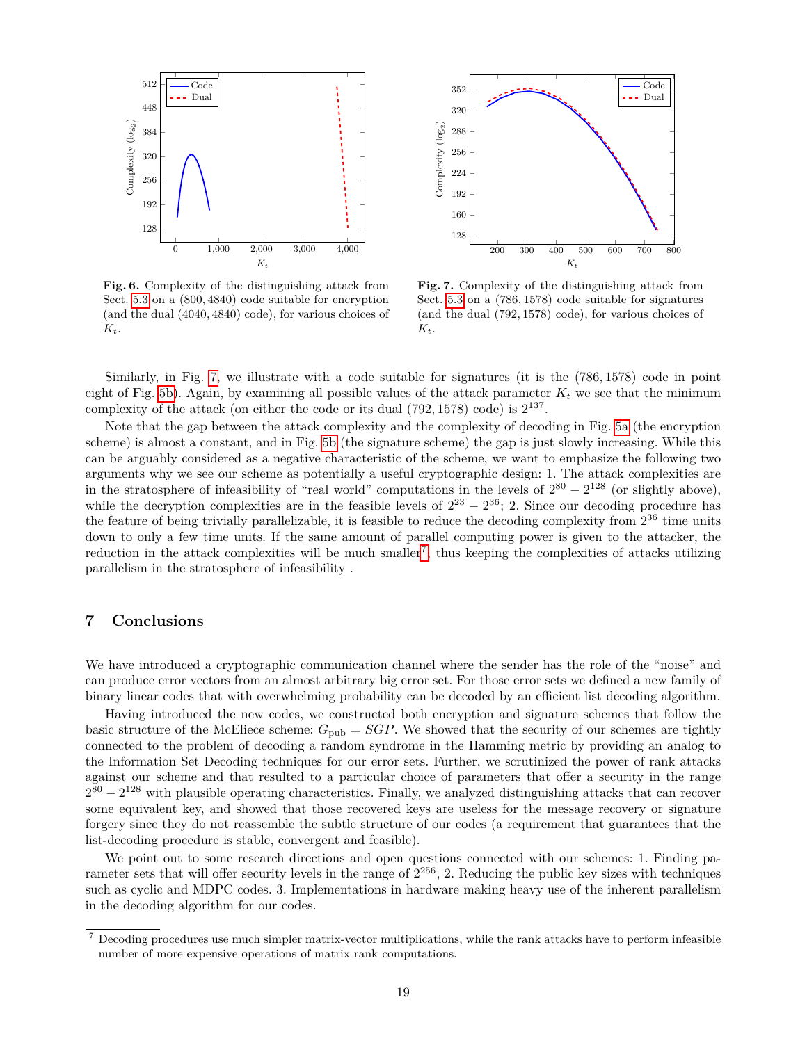Code
Dual
Complexity ($\log_2$)
512
448
384
320
256
192
128
0
1,000
2,000
3,000
4,000
$K_t$

**Fig. 6.** Complexity of the distinguishing attack from Sect. 5.3 on a $(800, 4840)$ code suitable for encryption (and the dual $(4040, 4840)$ code), for various choices of $K_t$.

Code
Dual
Complexity ($\log_2$)
352
320
288
256
224
192
160
128
200
300
400
500
600
700
800
$K_t$

**Fig. 7.** Complexity of the distinguishing attack from Sect. 5.3 on a $(786, 1578)$ code suitable for signatures (and the dual $(792, 1578)$ code), for various choices of $K_t$.

Similarly, in Fig. 7, we illustrate with a code suitable for signatures (it is the $(786, 1578)$ code in point eight of Fig. 5b). Again, by examining all possible values of the attack parameter $K_t$ we see that the minimum complexity of the attack (on either the code or its dual $(792, 1578)$ code) is $2^{137}$.

Note that the gap between the attack complexity and the complexity of decoding in Fig. 5a (the encryption scheme) is almost a constant, and in Fig. 5b (the signature scheme) the gap is just slowly increasing. While this can be arguably considered as a negative characteristic of the scheme, we want to emphasize the following two arguments why we see our scheme as potentially a useful cryptographic design: 1. The attack complexities are in the stratosphere of infeasibility of "real world" computations in the levels of $2^{80} - 2^{128}$ (or slightly above), while the decryption complexities are in the feasible levels of $2^{23} - 2^{36}$; 2. Since our decoding procedure has the feature of being trivially parallelizable, it is feasible to reduce the decoding complexity from $2^{36}$ time units down to only a few time units. If the same amount of parallel computing power is given to the attacker, the reduction in the attack complexities will be much smaller[7], thus keeping the complexities of attacks utilizing parallelism in the stratosphere of infeasibility .

## 7 Conclusions

We have introduced a cryptographic communication channel where the sender has the role of the "noise" and can produce error vectors from an almost arbitrary big error set. For those error sets we defined a new family of binary linear codes that with overwhelming probability can be decoded by an efficient list decoding algorithm.

Having introduced the new codes, we constructed both encryption and signature schemes that follow the basic structure of the McEliece scheme: $G_{\text{pub}} = SGP$. We showed that the security of our schemes are tightly connected to the problem of decoding a random syndrome in the Hamming metric by providing an analog to the Information Set Decoding techniques for our error sets. Further, we scrutinized the power of rank attacks against our scheme and that resulted to a particular choice of parameters that offer a security in the range $2^{80} - 2^{128}$ with plausible operating characteristics. Finally, we analyzed distinguishing attacks that can recover some equivalent key, and showed that those recovered keys are useless for the message recovery or signature forgery since they do not reassemble the subtle structure of our codes (a requirement that guarantees that the list-decoding procedure is stable, convergent and feasible).

We point out to some research directions and open questions connected with our schemes: 1. Finding parameter sets that will offer security levels in the range of $2^{256}$, 2. Reducing the public key sizes with techniques such as cyclic and MDPC codes. 3. Implementations in hardware making heavy use of the inherent parallelism in the decoding algorithm for our codes.

[7] Decoding procedures use much simpler matrix-vector multiplications, while the rank attacks have to perform infeasible number of more expensive operations of matrix rank computations.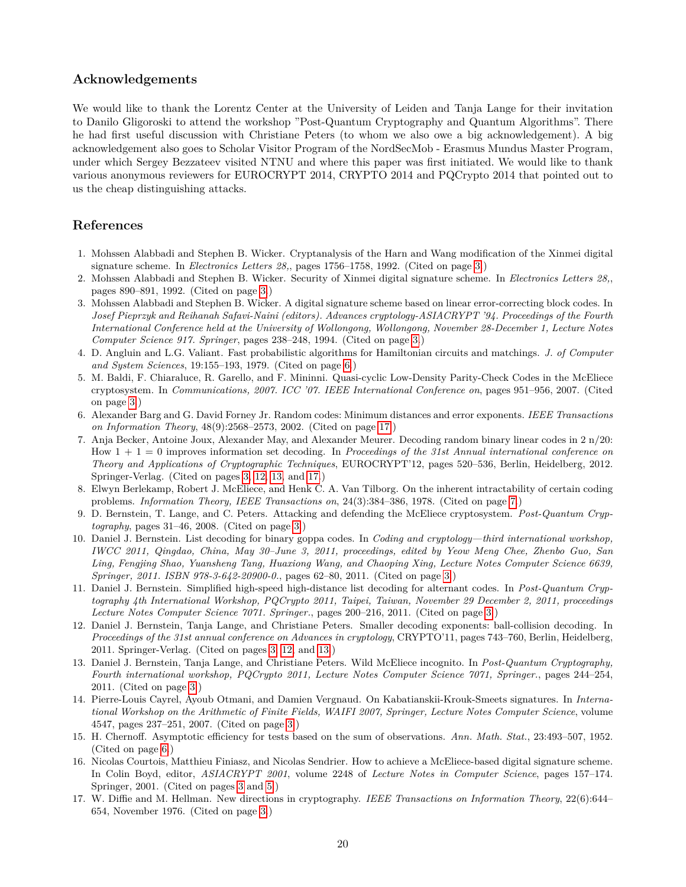## Acknowledgements

We would like to thank the Lorentz Center at the University of Leiden and Tanja Lange for their invitation to Danilo Gligoroski to attend the workshop "Post-Quantum Cryptography and Quantum Algorithms". There he had first useful discussion with Christiane Peters (to whom we also owe a big acknowledgement). A big acknowledgement also goes to Scholar Visitor Program of the NordSecMob - Erasmus Mundus Master Program, under which Sergey Bezzateev visited NTNU and where this paper was first initiated. We would like to thank various anonymous reviewers for EUROCRYPT 2014, CRYPTO 2014 and PQCrypto 2014 that pointed out to us the cheap distinguishing attacks.

## References

1. Mohssen Alabbadi and Stephen B. Wicker. Cryptanalysis of the Harn and Wang modification of the Xinmei digital signature scheme. In *Electronics Letters 28,*, pages 1756–1758, 1992. (Cited on page 3.)
2. Mohssen Alabbadi and Stephen B. Wicker. Security of Xinmei digital signature scheme. In *Electronics Letters 28,*, pages 890–891, 1992. (Cited on page 3.)
3. Mohssen Alabbadi and Stephen B. Wicker. A digital signature scheme based on linear error-correcting block codes. In *Josef Pieprzyk and Reihanah Safavi-Naini (editors). Advances cryptology-ASIACRYPT '94. Proceedings of the Fourth International Conference held at the University of Wollongong, Wollongong, November 28-December 1, Lecture Notes Computer Science 917. Springer*, pages 238–248, 1994. (Cited on page 3.)
4. D. Angluin and L.G. Valiant. Fast probabilistic algorithms for Hamiltonian circuits and matchings. *J. of Computer and System Sciences*, 19:155–193, 1979. (Cited on page 6.)
5. M. Baldi, F. Chiaraluce, R. Garello, and F. Mininni. Quasi-cyclic Low-Density Parity-Check Codes in the McEliece cryptosystem. In *Communications, 2007. ICC '07. IEEE International Conference on*, pages 951–956, 2007. (Cited on page 3.)
6. Alexander Barg and G. David Forney Jr. Random codes: Minimum distances and error exponents. *IEEE Transactions on Information Theory*, 48(9):2568–2573, 2002. (Cited on page 17.)
7. Anja Becker, Antoine Joux, Alexander May, and Alexander Meurer. Decoding random binary linear codes in 2 n/20: How 1 + 1 = 0 improves information set decoding. In *Proceedings of the 31st Annual international conference on Theory and Applications of Cryptographic Techniques*, EUROCRYPT'12, pages 520–536, Berlin, Heidelberg, 2012. Springer-Verlag. (Cited on pages 3, 12, 13, and 17.)
8. Elwyn Berlekamp, Robert J. McEliece, and Henk C. A. Van Tilborg. On the inherent intractability of certain coding problems. *Information Theory, IEEE Transactions on*, 24(3):384–386, 1978. (Cited on page 7.)
9. D. Bernstein, T. Lange, and C. Peters. Attacking and defending the McEliece cryptosystem. *Post-Quantum Cryptography*, pages 31–46, 2008. (Cited on page 3.)
10. Daniel J. Bernstein. List decoding for binary goppa codes. In *Coding and cryptology—third international workshop, IWCC 2011, Qingdao, China, May 30–June 3, 2011, proceedings, edited by Yeow Meng Chee, Zhenbo Guo, San Ling, Fengjing Shao, Yuansheng Tang, Huaxiong Wang, and Chaoping Xing, Lecture Notes Computer Science 6639, Springer, 2011. ISBN 978-3-642-20900-0.*, pages 62–80, 2011. (Cited on page 3.)
11. Daniel J. Bernstein. Simplified high-speed high-distance list decoding for alternant codes. In *Post-Quantum Cryptography 4th International Workshop, PQCrypto 2011, Taipei, Taiwan, November 29 December 2, 2011, proceedings Lecture Notes Computer Science 7071. Springer.*, pages 200–216, 2011. (Cited on page 3.)
12. Daniel J. Bernstein, Tanja Lange, and Christiane Peters. Smaller decoding exponents: ball-collision decoding. In *Proceedings of the 31st annual conference on Advances in cryptology*, CRYPTO'11, pages 743–760, Berlin, Heidelberg, 2011. Springer-Verlag. (Cited on pages 3, 12, and 13.)
13. Daniel J. Bernstein, Tanja Lange, and Christiane Peters. Wild McEliece incognito. In *Post-Quantum Cryptography, Fourth international workshop, PQCrypto 2011, Lecture Notes Computer Science 7071, Springer.*, pages 244–254, 2011. (Cited on page 3.)
14. Pierre-Louis Cayrel, Ayoub Otmani, and Damien Vergnaud. On Kabatianskii-Krouk-Smeets signatures. In *International Workshop on the Arithmetic of Finite Fields, WAIFI 2007, Springer, Lecture Notes Computer Science*, volume 4547, pages 237–251, 2007. (Cited on page 3.)
15. H. Chernoff. Asymptotic efficiency for tests based on the sum of observations. *Ann. Math. Stat.*, 23:493–507, 1952. (Cited on page 6.)
16. Nicolas Courtois, Matthieu Finiasz, and Nicolas Sendrier. How to achieve a McEliece-based digital signature scheme. In Colin Boyd, editor, *ASIACRYPT 2001*, volume 2248 of *Lecture Notes in Computer Science*, pages 157–174. Springer, 2001. (Cited on pages 3 and 5.)
17. W. Diffie and M. Hellman. New directions in cryptography. *IEEE Transactions on Information Theory*, 22(6):644–654, November 1976. (Cited on page 3.)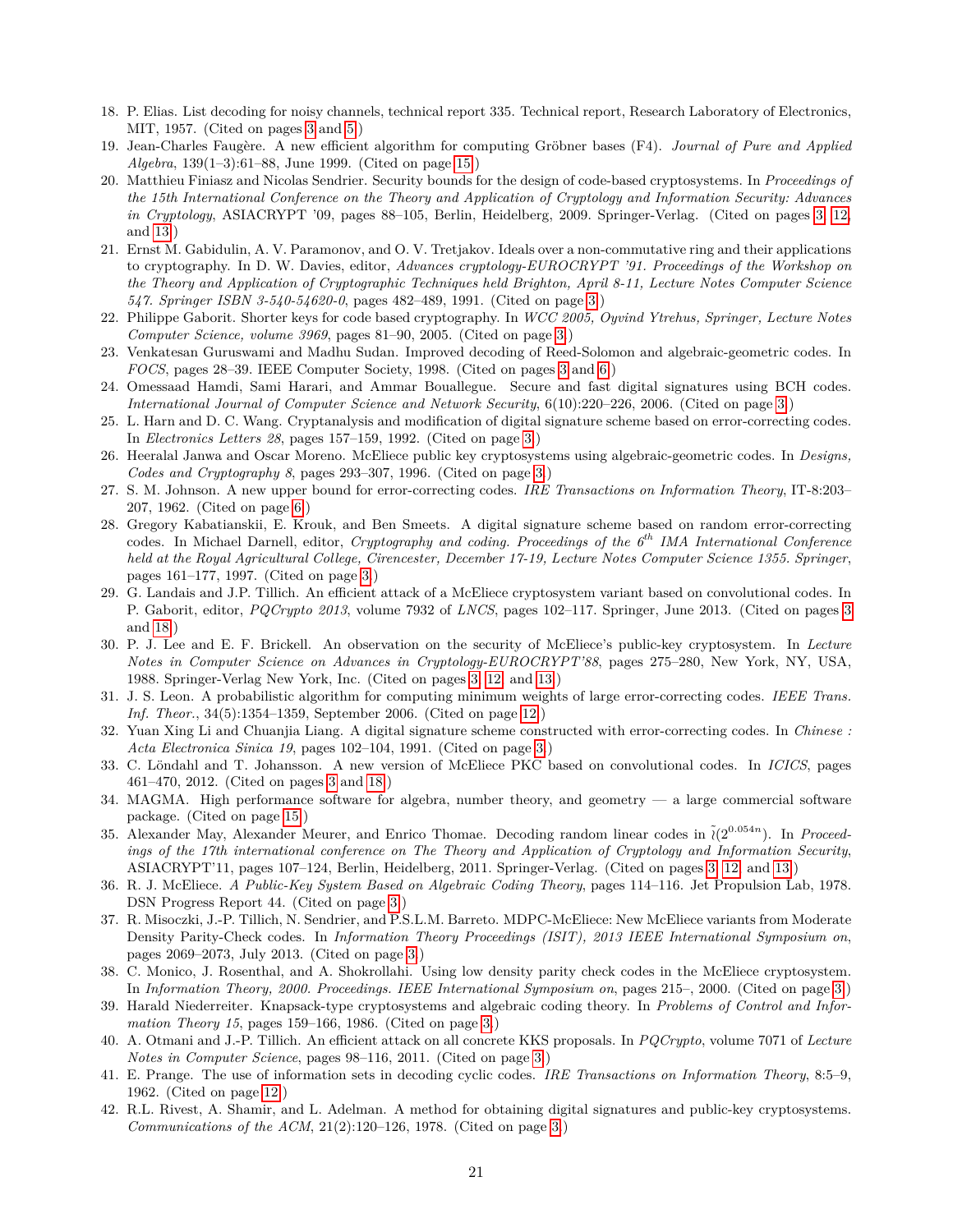18. P. Elias. List decoding for noisy channels, technical report 335. Technical report, Research Laboratory of Electronics, MIT, 1957. (Cited on pages 3 and 5.)
19. Jean-Charles Faugère. A new efficient algorithm for computing Gröbner bases (F4). *Journal of Pure and Applied Algebra*, 139(1–3):61–88, June 1999. (Cited on page 15.)
20. Matthieu Finiasz and Nicolas Sendrier. Security bounds for the design of code-based cryptosystems. In *Proceedings of the 15th International Conference on the Theory and Application of Cryptology and Information Security: Advances in Cryptology*, ASIACRYPT '09, pages 88–105, Berlin, Heidelberg, 2009. Springer-Verlag. (Cited on pages 3, 12, and 13.)
21. Ernst M. Gabidulin, A. V. Paramonov, and O. V. Tretjakov. Ideals over a non-commutative ring and their applications to cryptography. In D. W. Davies, editor, *Advances cryptology-EUROCRYPT '91. Proceedings of the Workshop on the Theory and Application of Cryptographic Techniques held Brighton, April 8-11, Lecture Notes Computer Science 547. Springer ISBN 3-540-54620-0*, pages 482–489, 1991. (Cited on page 3.)
22. Philippe Gaborit. Shorter keys for code based cryptography. In *WCC 2005, Oyvind Ytrehus, Springer, Lecture Notes Computer Science, volume 3969*, pages 81–90, 2005. (Cited on page 3.)
23. Venkatesan Guruswami and Madhu Sudan. Improved decoding of Reed-Solomon and algebraic-geometric codes. In *FOCS*, pages 28–39. IEEE Computer Society, 1998. (Cited on pages 3 and 6.)
24. Omessaad Hamdi, Sami Harari, and Ammar Bouallegue. Secure and fast digital signatures using BCH codes. *International Journal of Computer Science and Network Security*, 6(10):220–226, 2006. (Cited on page 3.)
25. L. Harn and D. C. Wang. Cryptanalysis and modification of digital signature scheme based on error-correcting codes. In *Electronics Letters 28*, pages 157–159, 1992. (Cited on page 3.)
26. Heeralal Janwa and Oscar Moreno. McEliece public key cryptosystems using algebraic-geometric codes. In *Designs, Codes and Cryptography 8*, pages 293–307, 1996. (Cited on page 3.)
27. S. M. Johnson. A new upper bound for error-correcting codes. *IRE Transactions on Information Theory*, IT-8:203–207, 1962. (Cited on page 6.)
28. Gregory Kabatianskii, E. Krouk, and Ben Smeets. A digital signature scheme based on random error-correcting codes. In Michael Darnell, editor, *Cryptography and coding. Proceedings of the 6th IMA International Conference held at the Royal Agricultural College, Cirencester, December 17-19, Lecture Notes Computer Science 1355. Springer*, pages 161–177, 1997. (Cited on page 3.)
29. G. Landais and J.P. Tillich. An efficient attack of a McEliece cryptosystem variant based on convolutional codes. In P. Gaborit, editor, *PQCrypto 2013*, volume 7932 of *LNCS*, pages 102–117. Springer, June 2013. (Cited on pages 3 and 18.)
30. P. J. Lee and E. F. Brickell. An observation on the security of McEliece's public-key cryptosystem. In *Lecture Notes in Computer Science on Advances in Cryptology-EUROCRYPT'88*, pages 275–280, New York, NY, USA, 1988. Springer-Verlag New York, Inc. (Cited on pages 3, 12, and 13.)
31. J. S. Leon. A probabilistic algorithm for computing minimum weights of large error-correcting codes. *IEEE Trans. Inf. Theor.*, 34(5):1354–1359, September 2006. (Cited on page 12.)
32. Yuan Xing Li and Chuanjia Liang. A digital signature scheme constructed with error-correcting codes. In *Chinese : Acta Electronica Sinica 19*, pages 102–104, 1991. (Cited on page 3.)
33. C. Löndahl and T. Johansson. A new version of McEliece PKC based on convolutional codes. In *ICICS*, pages 461–470, 2012. (Cited on pages 3 and 18.)
34. MAGMA. High performance software for algebra, number theory, and geometry — a large commercial software package. (Cited on page 15.)
35. Alexander May, Alexander Meurer, and Enrico Thomae. Decoding random linear codes in $\tilde{o}(2^{0.054n})$. In *Proceedings of the 17th international conference on The Theory and Application of Cryptology and Information Security*, ASIACRYPT'11, pages 107–124, Berlin, Heidelberg, 2011. Springer-Verlag. (Cited on pages 3, 12, and 13.)
36. R. J. McEliece. *A Public-Key System Based on Algebraic Coding Theory*, pages 114–116. Jet Propulsion Lab, 1978. DSN Progress Report 44. (Cited on page 3.)
37. R. Misoczki, J.-P. Tillich, N. Sendrier, and P.S.L.M. Barreto. MDPC-McEliece: New McEliece variants from Moderate Density Parity-Check codes. In *Information Theory Proceedings (ISIT), 2013 IEEE International Symposium on*, pages 2069–2073, July 2013. (Cited on page 3.)
38. C. Monico, J. Rosenthal, and A. Shokrollahi. Using low density parity check codes in the McEliece cryptosystem. In *Information Theory, 2000. Proceedings. IEEE International Symposium on*, pages 215–, 2000. (Cited on page 3.)
39. Harald Niederreiter. Knapsack-type cryptosystems and algebraic coding theory. In *Problems of Control and Information Theory 15*, pages 159–166, 1986. (Cited on page 3.)
40. A. Otmani and J.-P. Tillich. An efficient attack on all concrete KKS proposals. In *PQCrypto*, volume 7071 of *Lecture Notes in Computer Science*, pages 98–116, 2011. (Cited on page 3.)
41. E. Prange. The use of information sets in decoding cyclic codes. *IRE Transactions on Information Theory*, 8:5–9, 1962. (Cited on page 12.)
42. R.L. Rivest, A. Shamir, and L. Adelman. A method for obtaining digital signatures and public-key cryptosystems. *Communications of the ACM*, 21(2):120–126, 1978. (Cited on page 3.)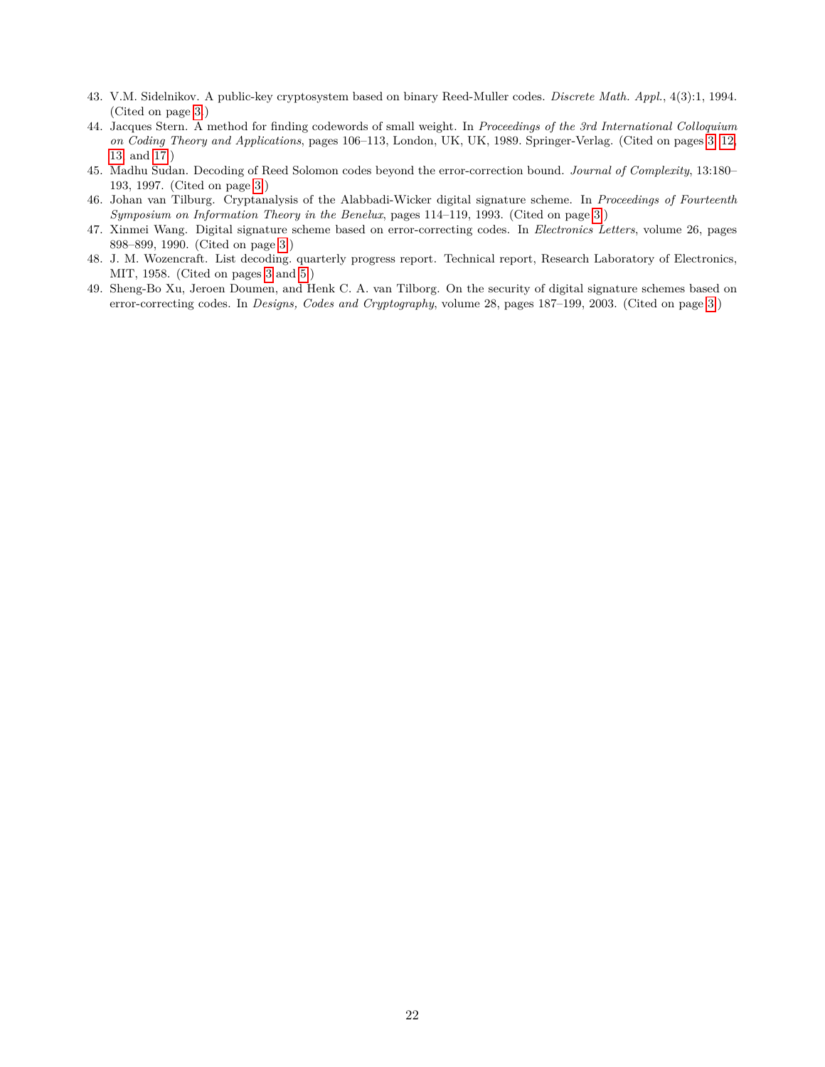43. V.M. Sidelnikov. A public-key cryptosystem based on binary Reed-Muller codes. *Discrete Math. Appl.*, 4(3):1, 1994. (Cited on page 3.)
44. Jacques Stern. A method for finding codewords of small weight. In *Proceedings of the 3rd International Colloquium on Coding Theory and Applications*, pages 106–113, London, UK, UK, 1989. Springer-Verlag. (Cited on pages 3, 12, 13, and 17.)
45. Madhu Sudan. Decoding of Reed Solomon codes beyond the error-correction bound. *Journal of Complexity*, 13:180–193, 1997. (Cited on page 3.)
46. Johan van Tilburg. Cryptanalysis of the Alabbadi-Wicker digital signature scheme. In *Proceedings of Fourteenth Symposium on Information Theory in the Benelux*, pages 114–119, 1993. (Cited on page 3.)
47. Xinmei Wang. Digital signature scheme based on error-correcting codes. In *Electronics Letters*, volume 26, pages 898–899, 1990. (Cited on page 3.)
48. J. M. Wozencraft. List decoding. quarterly progress report. Technical report, Research Laboratory of Electronics, MIT, 1958. (Cited on pages 3 and 5.)
49. Sheng-Bo Xu, Jeroen Doumen, and Henk C. A. van Tilborg. On the security of digital signature schemes based on error-correcting codes. In *Designs, Codes and Cryptography*, volume 28, pages 187–199, 2003. (Cited on page 3.)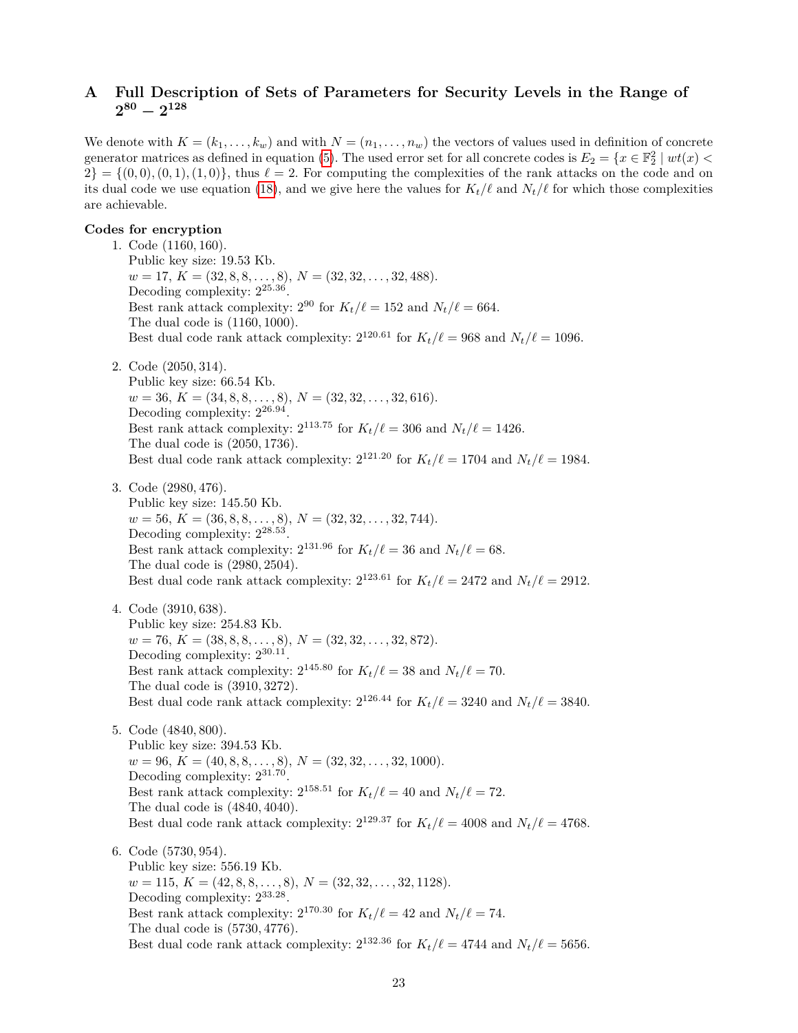## A Full Description of Sets of Parameters for Security Levels in the Range of $2^{80} - 2^{128}$

We denote with $K = (k_1, \ldots, k_w)$ and with $N = (n_1, \ldots, n_w)$ the vectors of values used in definition of concrete generator matrices as defined in equation (5). The used error set for all concrete codes is $E_2 = \{x \in \mathbb{F}_2^2 \mid wt(x) < 2\} = \{(0,0), (0,1), (1,0)\}$, thus $\ell = 2$. For computing the complexities of the rank attacks on the code and on its dual code we use equation (18), and we give here the values for $K_t/\ell$ and $N_t/\ell$ for which those complexities are achievable.

**Codes for encryption**

1. Code $(1160, 160)$.
   Public key size: 19.53 Kb.
   $w = 17$, $K = (32, 8, 8, \ldots, 8)$, $N = (32, 32, \ldots, 32, 488)$.
   Decoding complexity: $2^{25.36}$.
   Best rank attack complexity: $2^{90}$ for $K_t/\ell = 152$ and $N_t/\ell = 664$.
   The dual code is $(1160, 1000)$.
   Best dual code rank attack complexity: $2^{120.61}$ for $K_t/\ell = 968$ and $N_t/\ell = 1096$.

2. Code $(2050, 314)$.
   Public key size: 66.54 Kb.
   $w = 36$, $K = (34, 8, 8, \ldots, 8)$, $N = (32, 32, \ldots, 32, 616)$.
   Decoding complexity: $2^{26.94}$.
   Best rank attack complexity: $2^{113.75}$ for $K_t/\ell = 306$ and $N_t/\ell = 1426$.
   The dual code is $(2050, 1736)$.
   Best dual code rank attack complexity: $2^{121.20}$ for $K_t/\ell = 1704$ and $N_t/\ell = 1984$.

3. Code $(2980, 476)$.
   Public key size: 145.50 Kb.
   $w = 56$, $K = (36, 8, 8, \ldots, 8)$, $N = (32, 32, \ldots, 32, 744)$.
   Decoding complexity: $2^{28.53}$.
   Best rank attack complexity: $2^{131.96}$ for $K_t/\ell = 36$ and $N_t/\ell = 68$.
   The dual code is $(2980, 2504)$.
   Best dual code rank attack complexity: $2^{123.61}$ for $K_t/\ell = 2472$ and $N_t/\ell = 2912$.

4. Code $(3910, 638)$.
   Public key size: 254.83 Kb.
   $w = 76$, $K = (38, 8, 8, \ldots, 8)$, $N = (32, 32, \ldots, 32, 872)$.
   Decoding complexity: $2^{30.11}$.
   Best rank attack complexity: $2^{145.80}$ for $K_t/\ell = 38$ and $N_t/\ell = 70$.
   The dual code is $(3910, 3272)$.
   Best dual code rank attack complexity: $2^{126.44}$ for $K_t/\ell = 3240$ and $N_t/\ell = 3840$.

5. Code $(4840, 800)$.
   Public key size: 394.53 Kb.
   $w = 96$, $K = (40, 8, 8, \ldots, 8)$, $N = (32, 32, \ldots, 32, 1000)$.
   Decoding complexity: $2^{31.70}$.
   Best rank attack complexity: $2^{158.51}$ for $K_t/\ell = 40$ and $N_t/\ell = 72$.
   The dual code is $(4840, 4040)$.
   Best dual code rank attack complexity: $2^{129.37}$ for $K_t/\ell = 4008$ and $N_t/\ell = 4768$.

6. Code $(5730, 954)$.
   Public key size: 556.19 Kb.
   $w = 115$, $K = (42, 8, 8, \ldots, 8)$, $N = (32, 32, \ldots, 32, 1128)$.
   Decoding complexity: $2^{33.28}$.
   Best rank attack complexity: $2^{170.30}$ for $K_t/\ell = 42$ and $N_t/\ell = 74$.
   The dual code is $(5730, 4776)$.
   Best dual code rank attack complexity: $2^{132.36}$ for $K_t/\ell = 4744$ and $N_t/\ell = 5656$.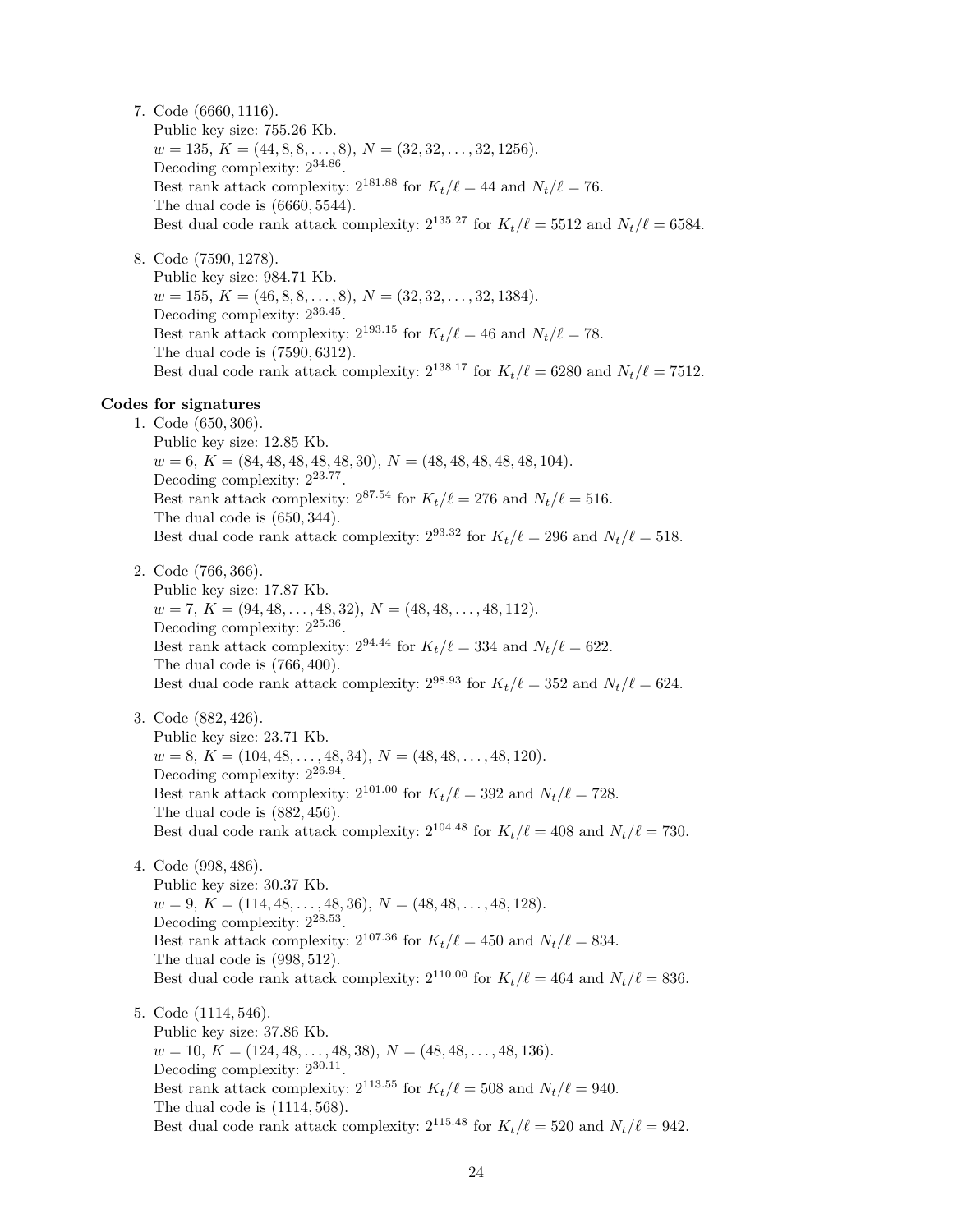7. Code $(6660, 1116)$.
   Public key size: 755.26 Kb.
   $w = 135$, $K = (44, 8, 8, \ldots, 8)$, $N = (32, 32, \ldots, 32, 1256)$.
   Decoding complexity: $2^{34.86}$.
   Best rank attack complexity: $2^{181.88}$ for $K_t/\ell = 44$ and $N_t/\ell = 76$.
   The dual code is $(6660, 5544)$.
   Best dual code rank attack complexity: $2^{135.27}$ for $K_t/\ell = 5512$ and $N_t/\ell = 6584$.

8. Code $(7590, 1278)$.
   Public key size: 984.71 Kb.
   $w = 155$, $K = (46, 8, 8, \ldots, 8)$, $N = (32, 32, \ldots, 32, 1384)$.
   Decoding complexity: $2^{36.45}$.
   Best rank attack complexity: $2^{193.15}$ for $K_t/\ell = 46$ and $N_t/\ell = 78$.
   The dual code is $(7590, 6312)$.
   Best dual code rank attack complexity: $2^{138.17}$ for $K_t/\ell = 6280$ and $N_t/\ell = 7512$.

**Codes for signatures**

1. Code $(650, 306)$.
   Public key size: 12.85 Kb.
   $w = 6$, $K = (84, 48, 48, 48, 48, 30)$, $N = (48, 48, 48, 48, 48, 104)$.
   Decoding complexity: $2^{23.77}$.
   Best rank attack complexity: $2^{87.54}$ for $K_t/\ell = 276$ and $N_t/\ell = 516$.
   The dual code is $(650, 344)$.
   Best dual code rank attack complexity: $2^{93.32}$ for $K_t/\ell = 296$ and $N_t/\ell = 518$.

2. Code $(766, 366)$.
   Public key size: 17.87 Kb.
   $w = 7$, $K = (94, 48, \ldots, 48, 32)$, $N = (48, 48, \ldots, 48, 112)$.
   Decoding complexity: $2^{25.36}$.
   Best rank attack complexity: $2^{94.44}$ for $K_t/\ell = 334$ and $N_t/\ell = 622$.
   The dual code is $(766, 400)$.
   Best dual code rank attack complexity: $2^{98.93}$ for $K_t/\ell = 352$ and $N_t/\ell = 624$.

3. Code $(882, 426)$.
   Public key size: 23.71 Kb.
   $w = 8$, $K = (104, 48, \ldots, 48, 34)$, $N = (48, 48, \ldots, 48, 120)$.
   Decoding complexity: $2^{26.94}$.
   Best rank attack complexity: $2^{101.00}$ for $K_t/\ell = 392$ and $N_t/\ell = 728$.
   The dual code is $(882, 456)$.
   Best dual code rank attack complexity: $2^{104.48}$ for $K_t/\ell = 408$ and $N_t/\ell = 730$.

4. Code $(998, 486)$.
   Public key size: 30.37 Kb.
   $w = 9$, $K = (114, 48, \ldots, 48, 36)$, $N = (48, 48, \ldots, 48, 128)$.
   Decoding complexity: $2^{28.53}$.
   Best rank attack complexity: $2^{107.36}$ for $K_t/\ell = 450$ and $N_t/\ell = 834$.
   The dual code is $(998, 512)$.
   Best dual code rank attack complexity: $2^{110.00}$ for $K_t/\ell = 464$ and $N_t/\ell = 836$.

5. Code $(1114, 546)$.
   Public key size: 37.86 Kb.
   $w = 10$, $K = (124, 48, \ldots, 48, 38)$, $N = (48, 48, \ldots, 48, 136)$.
   Decoding complexity: $2^{30.11}$.
   Best rank attack complexity: $2^{113.55}$ for $K_t/\ell = 508$ and $N_t/\ell = 940$.
   The dual code is $(1114, 568)$.
   Best dual code rank attack complexity: $2^{115.48}$ for $K_t/\ell = 520$ and $N_t/\ell = 942$.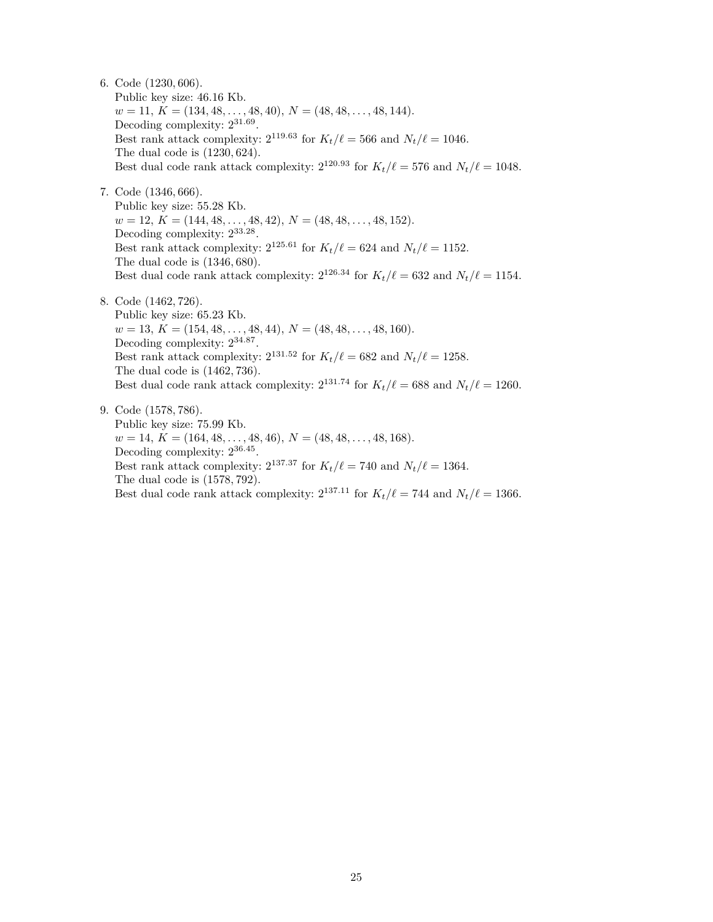6. Code $(1230, 606)$.
   Public key size: 46.16 Kb.
   $w = 11$, $K = (134, 48, \ldots, 48, 40)$, $N = (48, 48, \ldots, 48, 144)$.
   Decoding complexity: $2^{31.69}$.
   Best rank attack complexity: $2^{119.63}$ for $K_t/\ell = 566$ and $N_t/\ell = 1046$.
   The dual code is $(1230, 624)$.
   Best dual code rank attack complexity: $2^{120.93}$ for $K_t/\ell = 576$ and $N_t/\ell = 1048$.

7. Code $(1346, 666)$.
   Public key size: 55.28 Kb.
   $w = 12$, $K = (144, 48, \ldots, 48, 42)$, $N = (48, 48, \ldots, 48, 152)$.
   Decoding complexity: $2^{33.28}$.
   Best rank attack complexity: $2^{125.61}$ for $K_t/\ell = 624$ and $N_t/\ell = 1152$.
   The dual code is $(1346, 680)$.
   Best dual code rank attack complexity: $2^{126.34}$ for $K_t/\ell = 632$ and $N_t/\ell = 1154$.

8. Code $(1462, 726)$.
   Public key size: 65.23 Kb.
   $w = 13$, $K = (154, 48, \ldots, 48, 44)$, $N = (48, 48, \ldots, 48, 160)$.
   Decoding complexity: $2^{34.87}$.
   Best rank attack complexity: $2^{131.52}$ for $K_t/\ell = 682$ and $N_t/\ell = 1258$.
   The dual code is $(1462, 736)$.
   Best dual code rank attack complexity: $2^{131.74}$ for $K_t/\ell = 688$ and $N_t/\ell = 1260$.

9. Code $(1578, 786)$.
   Public key size: 75.99 Kb.
   $w = 14$, $K = (164, 48, \ldots, 48, 46)$, $N = (48, 48, \ldots, 48, 168)$.
   Decoding complexity: $2^{36.45}$.
   Best rank attack complexity: $2^{137.37}$ for $K_t/\ell = 740$ and $N_t/\ell = 1364$.
   The dual code is $(1578, 792)$.
   Best dual code rank attack complexity: $2^{137.11}$ for $K_t/\ell = 744$ and $N_t/\ell = 1366$.